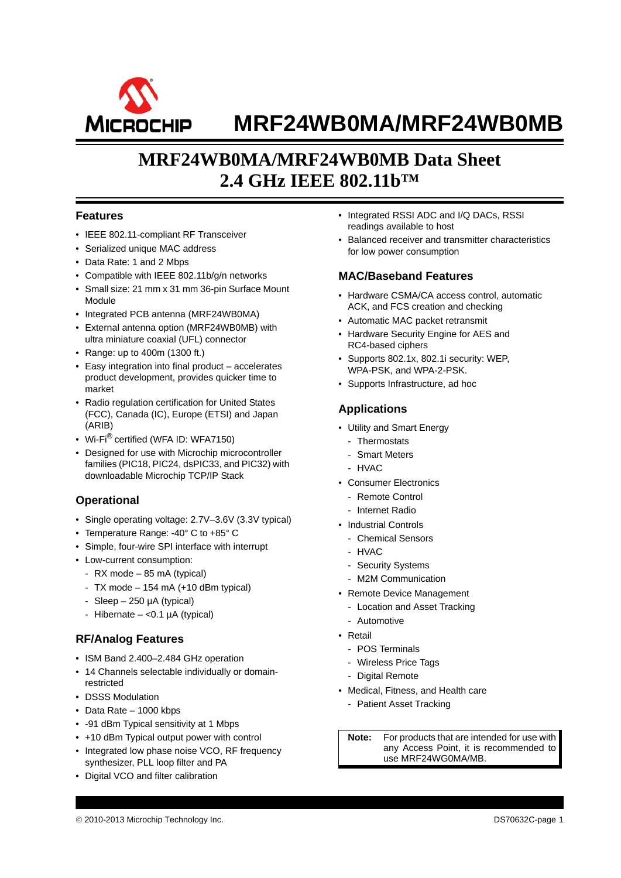# MRF24WB0MA/MRF24WB0MB

## MRF24WB0MA/MRF24WB0MB Data Sheet
## 2.4 GHz IEEE 802.11b™

### Features

- IEEE 802.11-compliant RF Transceiver
- Serialized unique MAC address
- Data Rate: 1 and 2 Mbps
- Compatible with IEEE 802.11b/g/n networks
- Small size: 21 mm x 31 mm 36-pin Surface Mount Module
- Integrated PCB antenna (MRF24WB0MA)
- External antenna option (MRF24WB0MB) with ultra miniature coaxial (UFL) connector
- Range: up to 400m (1300 ft.)
- Easy integration into final product – accelerates product development, provides quicker time to market
- Radio regulation certification for United States (FCC), Canada (IC), Europe (ETSI) and Japan (ARIB)
- Wi-Fi® certified (WFA ID: WFA7150)
- Designed for use with Microchip microcontroller families (PIC18, PIC24, dsPIC33, and PIC32) with downloadable Microchip TCP/IP Stack

### Operational

- Single operating voltage: 2.7V–3.6V (3.3V typical)
- Temperature Range: -40° C to +85° C
- Simple, four-wire SPI interface with interrupt
- Low-current consumption:
  - RX mode – 85 mA (typical)
  - TX mode – 154 mA (+10 dBm typical)
  - Sleep – 250 µA (typical)
  - Hibernate – <0.1 µA (typical)

### RF/Analog Features

- ISM Band 2.400–2.484 GHz operation
- 14 Channels selectable individually or domain-restricted
- DSSS Modulation
- Data Rate – 1000 kbps
- -91 dBm Typical sensitivity at 1 Mbps
- +10 dBm Typical output power with control
- Integrated low phase noise VCO, RF frequency synthesizer, PLL loop filter and PA
- Digital VCO and filter calibration
- Integrated RSSI ADC and I/Q DACs, RSSI readings available to host
- Balanced receiver and transmitter characteristics for low power consumption

### MAC/Baseband Features

- Hardware CSMA/CA access control, automatic ACK, and FCS creation and checking
- Automatic MAC packet retransmit
- Hardware Security Engine for AES and RC4-based ciphers
- Supports 802.1x, 802.1i security: WEP, WPA-PSK, and WPA-2-PSK.
- Supports Infrastructure, ad hoc

### Applications

- Utility and Smart Energy
  - Thermostats
  - Smart Meters
  - HVAC
- Consumer Electronics
  - Remote Control
  - Internet Radio
- Industrial Controls
  - Chemical Sensors
  - HVAC
  - Security Systems
  - M2M Communication
- Remote Device Management
  - Location and Asset Tracking
  - Automotive
- Retail
  - POS Terminals
  - Wireless Price Tags
  - Digital Remote
- Medical, Fitness, and Health care
  - Patient Asset Tracking

**Note:** For products that are intended for use with any Access Point, it is recommended to use MRF24WG0MA/MB.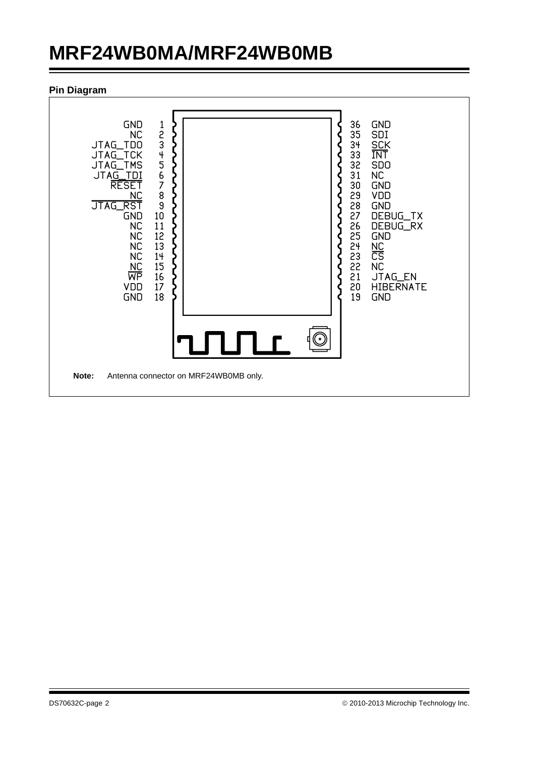## Pin Diagram

| Pin | Name | Pin | Name |
|---|---|---|---|
| 1 | GND | 36 | GND |
| 2 | NC | 35 | SDI |
| 3 | JTAG_TDO | 34 | SCK |
| 4 | JTAG_TCK | 33 | $\overline{\text{INT}}$ |
| 5 | JTAG_TMS | 32 | SDO |
| 6 | JTAG_TDI | 31 | NC |
| 7 | $\overline{\text{RESET}}$ | 30 | GND |
| 8 | NC | 29 | VDD |
| 9 | $\overline{\text{JTAG\_RST}}$ | 28 | GND |
| 10 | GND | 27 | DEBUG_TX |
| 11 | NC | 26 | DEBUG_RX |
| 12 | NC | 25 | GND |
| 13 | NC | 24 | NC |
| 14 | NC | 23 | $\overline{\text{CS}}$ |
| 15 | NC | 22 | NC |
| 16 | $\overline{\text{WP}}$ | 21 | JTAG_EN |
| 17 | VDD | 20 | HIBERNATE |
| 18 | GND | 19 | GND |

**Note:** Antenna connector on MRF24WB0MB only.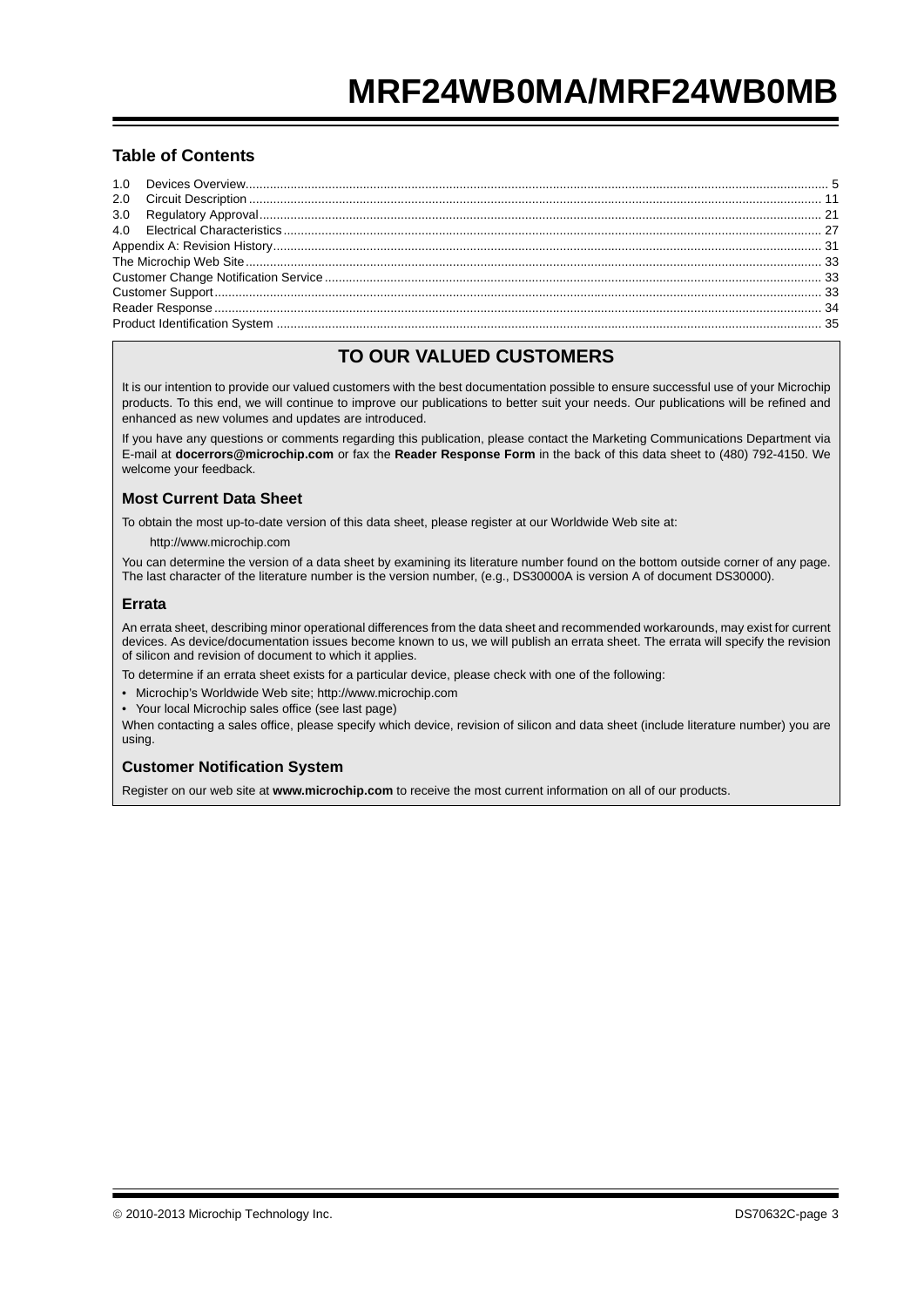## Table of Contents

1.0 Devices Overview ..... 5
2.0 Circuit Description ..... 11
3.0 Regulatory Approval ..... 21
4.0 Electrical Characteristics ..... 27
Appendix A: Revision History ..... 31
The Microchip Web Site ..... 33
Customer Change Notification Service ..... 33
Customer Support ..... 33
Reader Response ..... 34
Product Identification System ..... 35

## TO OUR VALUED CUSTOMERS

It is our intention to provide our valued customers with the best documentation possible to ensure successful use of your Microchip products. To this end, we will continue to improve our publications to better suit your needs. Our publications will be refined and enhanced as new volumes and updates are introduced.

If you have any questions or comments regarding this publication, please contact the Marketing Communications Department via E-mail at **docerrors@microchip.com** or fax the **Reader Response Form** in the back of this data sheet to (480) 792-4150. We welcome your feedback.

### Most Current Data Sheet

To obtain the most up-to-date version of this data sheet, please register at our Worldwide Web site at:

http://www.microchip.com

You can determine the version of a data sheet by examining its literature number found on the bottom outside corner of any page. The last character of the literature number is the version number, (e.g., DS30000A is version A of document DS30000).

### Errata

An errata sheet, describing minor operational differences from the data sheet and recommended workarounds, may exist for current devices. As device/documentation issues become known to us, we will publish an errata sheet. The errata will specify the revision of silicon and revision of document to which it applies.

To determine if an errata sheet exists for a particular device, please check with one of the following:

- Microchip's Worldwide Web site; http://www.microchip.com
- Your local Microchip sales office (see last page)

When contacting a sales office, please specify which device, revision of silicon and data sheet (include literature number) you are using.

### Customer Notification System

Register on our web site at **www.microchip.com** to receive the most current information on all of our products.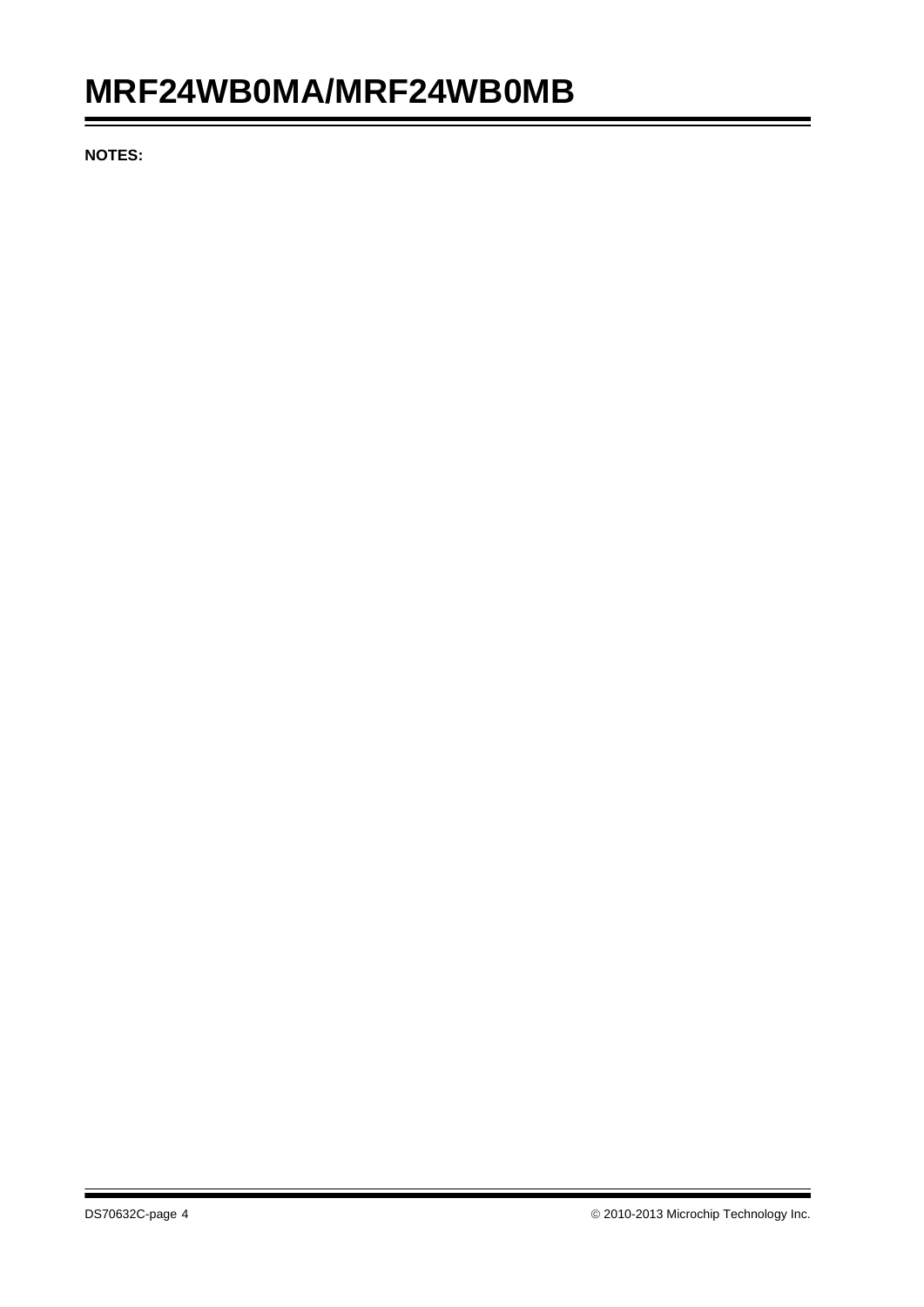**NOTES:**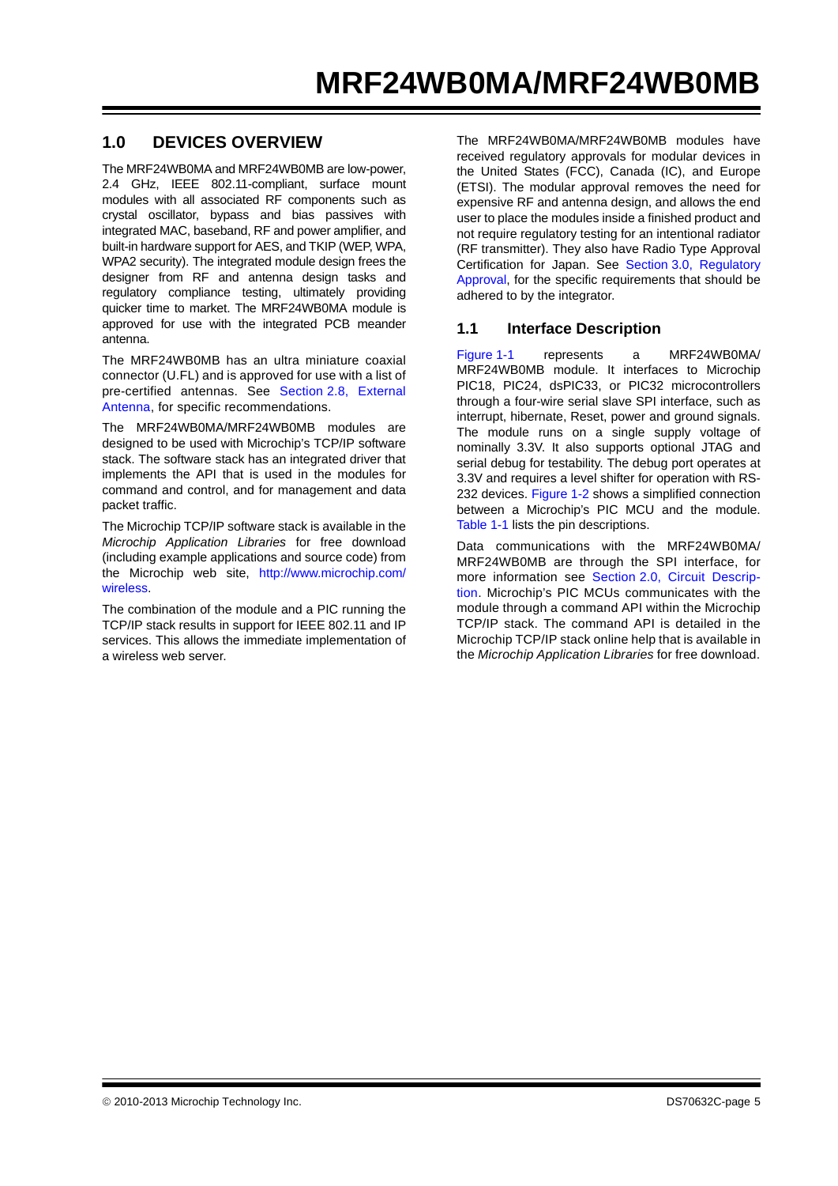## 1.0 DEVICES OVERVIEW

The MRF24WB0MA and MRF24WB0MB are low-power, 2.4 GHz, IEEE 802.11-compliant, surface mount modules with all associated RF components such as crystal oscillator, bypass and bias passives with integrated MAC, baseband, RF and power amplifier, and built-in hardware support for AES, and TKIP (WEP, WPA, WPA2 security). The integrated module design frees the designer from RF and antenna design tasks and regulatory compliance testing, ultimately providing quicker time to market. The MRF24WB0MA module is approved for use with the integrated PCB meander antenna.

The MRF24WB0MB has an ultra miniature coaxial connector (U.FL) and is approved for use with a list of pre-certified antennas. See Section 2.8, External Antenna, for specific recommendations.

The MRF24WB0MA/MRF24WB0MB modules are designed to be used with Microchip's TCP/IP software stack. The software stack has an integrated driver that implements the API that is used in the modules for command and control, and for management and data packet traffic.

The Microchip TCP/IP software stack is available in the *Microchip Application Libraries* for free download (including example applications and source code) from the Microchip web site, http://www.microchip.com/wireless.

The combination of the module and a PIC running the TCP/IP stack results in support for IEEE 802.11 and IP services. This allows the immediate implementation of a wireless web server.

The MRF24WB0MA/MRF24WB0MB modules have received regulatory approvals for modular devices in the United States (FCC), Canada (IC), and Europe (ETSI). The modular approval removes the need for expensive RF and antenna design, and allows the end user to place the modules inside a finished product and not require regulatory testing for an intentional radiator (RF transmitter). They also have Radio Type Approval Certification for Japan. See Section 3.0, Regulatory Approval, for the specific requirements that should be adhered to by the integrator.

### 1.1 Interface Description

Figure 1-1 represents a MRF24WB0MA/MRF24WB0MB module. It interfaces to Microchip PIC18, PIC24, dsPIC33, or PIC32 microcontrollers through a four-wire serial slave SPI interface, such as interrupt, hibernate, Reset, power and ground signals. The module runs on a single supply voltage of nominally 3.3V. It also supports optional JTAG and serial debug for testability. The debug port operates at 3.3V and requires a level shifter for operation with RS-232 devices. Figure 1-2 shows a simplified connection between a Microchip's PIC MCU and the module. Table 1-1 lists the pin descriptions.

Data communications with the MRF24WB0MA/MRF24WB0MB are through the SPI interface, for more information see Section 2.0, Circuit Description. Microchip's PIC MCUs communicates with the module through a command API within the Microchip TCP/IP stack. The command API is detailed in the Microchip TCP/IP stack online help that is available in the *Microchip Application Libraries* for free download.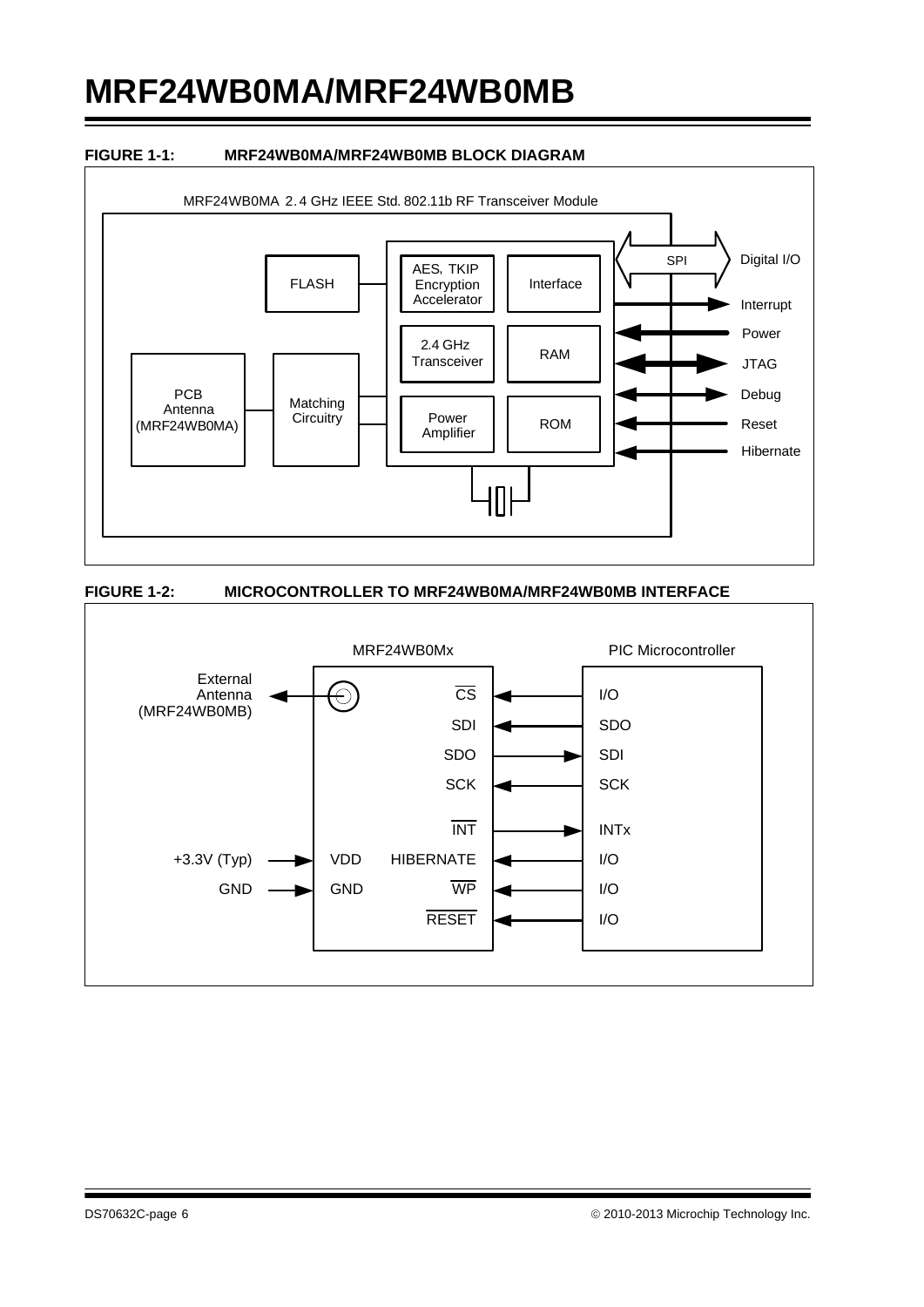**FIGURE 1-1: MRF24WB0MA/MRF24WB0MB BLOCK DIAGRAM**

MRF24WB0MA 2.4 GHz IEEE Std. 802.11b RF Transceiver Module

FLASH

AES, TKIP Encryption Accelerator

Interface

SPI

Digital I/O

Interrupt

2.4 GHz Transceiver

RAM

Power

JTAG

PCB Antenna (MRF24WB0MA)

Matching Circuitry

Debug

Power Amplifier

ROM

Reset

Hibernate

**FIGURE 1-2: MICROCONTROLLER TO MRF24WB0MA/MRF24WB0MB INTERFACE**

| External Connection | MRF24WB0Mx | Direction | PIC Microcontroller |
|---|---|---|---|
| External Antenna (MRF24WB0MB) | Antenna | ← | |
| | $\overline{CS}$ | ← | I/O |
| | SDI | ← | SDO |
| | SDO | → | SDI |
| | SCK | ← | SCK |
| | $\overline{INT}$ | → | INTx |
| +3.3V (Typ) → VDD | HIBERNATE | ← | I/O |
| GND → GND | $\overline{WP}$ | ← | I/O |
| | $\overline{RESET}$ | ← | I/O |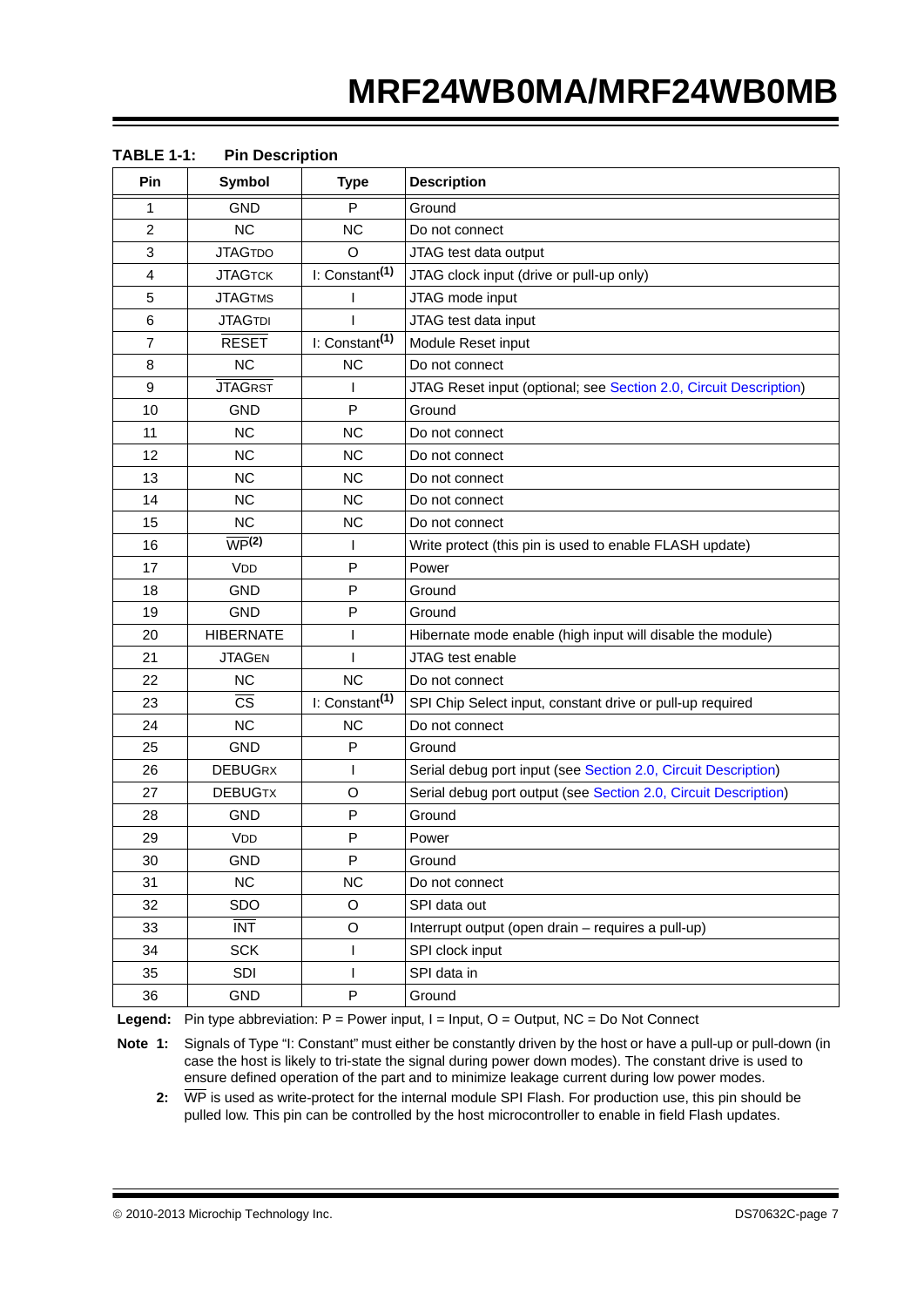**TABLE 1-1: Pin Description**

| Pin | Symbol | Type | Description |
|---|---|---|---|
| 1 | GND | P | Ground |
| 2 | NC | NC | Do not connect |
| 3 | JTAGTDO | O | JTAG test data output |
| 4 | JTAGTCK | I: Constant(1) | JTAG clock input (drive or pull-up only) |
| 5 | JTAGTMS | I | JTAG mode input |
| 6 | JTAGTDI | I | JTAG test data input |
| 7 | $\overline{\text{RESET}}$ | I: Constant(1) | Module Reset input |
| 8 | NC | NC | Do not connect |
| 9 | $\overline{\text{JTAGRST}}$ | I | JTAG Reset input (optional; see Section 2.0, Circuit Description) |
| 10 | GND | P | Ground |
| 11 | NC | NC | Do not connect |
| 12 | NC | NC | Do not connect |
| 13 | NC | NC | Do not connect |
| 14 | NC | NC | Do not connect |
| 15 | NC | NC | Do not connect |
| 16 | $\overline{\text{WP}}$(2) | I | Write protect (this pin is used to enable FLASH update) |
| 17 | VDD | P | Power |
| 18 | GND | P | Ground |
| 19 | GND | P | Ground |
| 20 | HIBERNATE | I | Hibernate mode enable (high input will disable the module) |
| 21 | JTAGEN | I | JTAG test enable |
| 22 | NC | NC | Do not connect |
| 23 | $\overline{\text{CS}}$ | I: Constant(1) | SPI Chip Select input, constant drive or pull-up required |
| 24 | NC | NC | Do not connect |
| 25 | GND | P | Ground |
| 26 | DEBUGRX | I | Serial debug port input (see Section 2.0, Circuit Description) |
| 27 | DEBUGTX | O | Serial debug port output (see Section 2.0, Circuit Description) |
| 28 | GND | P | Ground |
| 29 | VDD | P | Power |
| 30 | GND | P | Ground |
| 31 | NC | NC | Do not connect |
| 32 | SDO | O | SPI data out |
| 33 | $\overline{\text{INT}}$ | O | Interrupt output (open drain – requires a pull-up) |
| 34 | SCK | I | SPI clock input |
| 35 | SDI | I | SPI data in |
| 36 | GND | P | Ground |

**Legend:** Pin type abbreviation: P = Power input, I = Input, O = Output, NC = Do Not Connect

**Note 1:** Signals of Type "I: Constant" must either be constantly driven by the host or have a pull-up or pull-down (in case the host is likely to tri-state the signal during power down modes). The constant drive is used to ensure defined operation of the part and to minimize leakage current during low power modes.

**2:** $\overline{\text{WP}}$ is used as write-protect for the internal module SPI Flash. For production use, this pin should be pulled low. This pin can be controlled by the host microcontroller to enable in field Flash updates.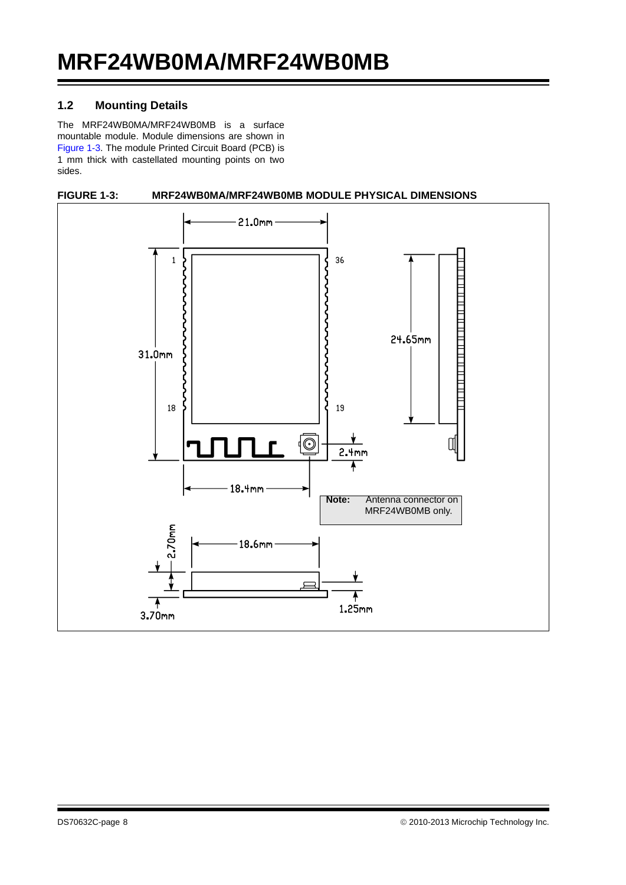## 1.2 Mounting Details

The MRF24WB0MA/MRF24WB0MB is a surface mountable module. Module dimensions are shown in Figure 1-3. The module Printed Circuit Board (PCB) is 1 mm thick with castellated mounting points on two sides.

**FIGURE 1-3: MRF24WB0MA/MRF24WB0MB MODULE PHYSICAL DIMENSIONS**

21.0mm

31.0mm

24.65mm

2.4mm

18.4mm

18.6mm

2.70mm

3.70mm

1.25mm

1 36 18 19

**Note:** Antenna connector on MRF24WB0MB only.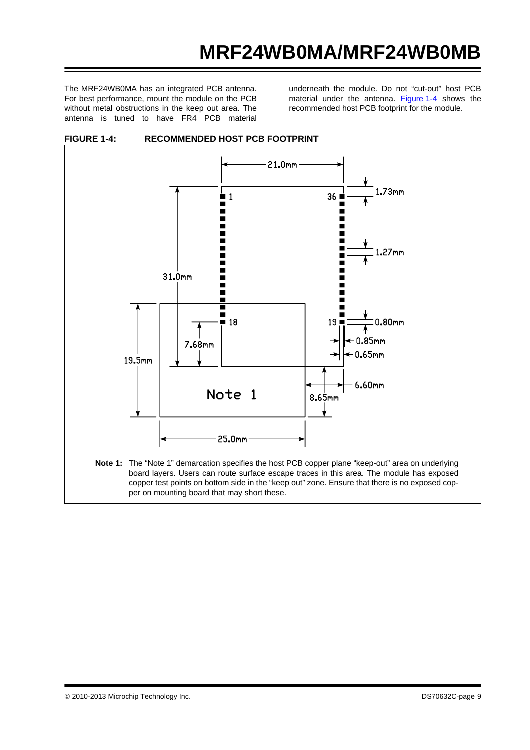The MRF24WB0MA has an integrated PCB antenna. For best performance, mount the module on the PCB without metal obstructions in the keep out area. The antenna is tuned to have FR4 PCB material underneath the module. Do not "cut-out" host PCB material under the antenna. Figure 1-4 shows the recommended host PCB footprint for the module.

**FIGURE 1-4: RECOMMENDED HOST PCB FOOTPRINT**

21.0mm

1.73mm

1.27mm

31.0mm

0.80mm

0.85mm

0.65mm

7.68mm

19.5mm

6.60mm

8.65mm

Note 1

25.0mm

1 36 18 19

**Note 1:** The "Note 1" demarcation specifies the host PCB copper plane "keep-out" area on underlying board layers. Users can route surface escape traces in this area. The module has exposed copper test points on bottom side in the "keep out" zone. Ensure that there is no exposed copper on mounting board that may short these.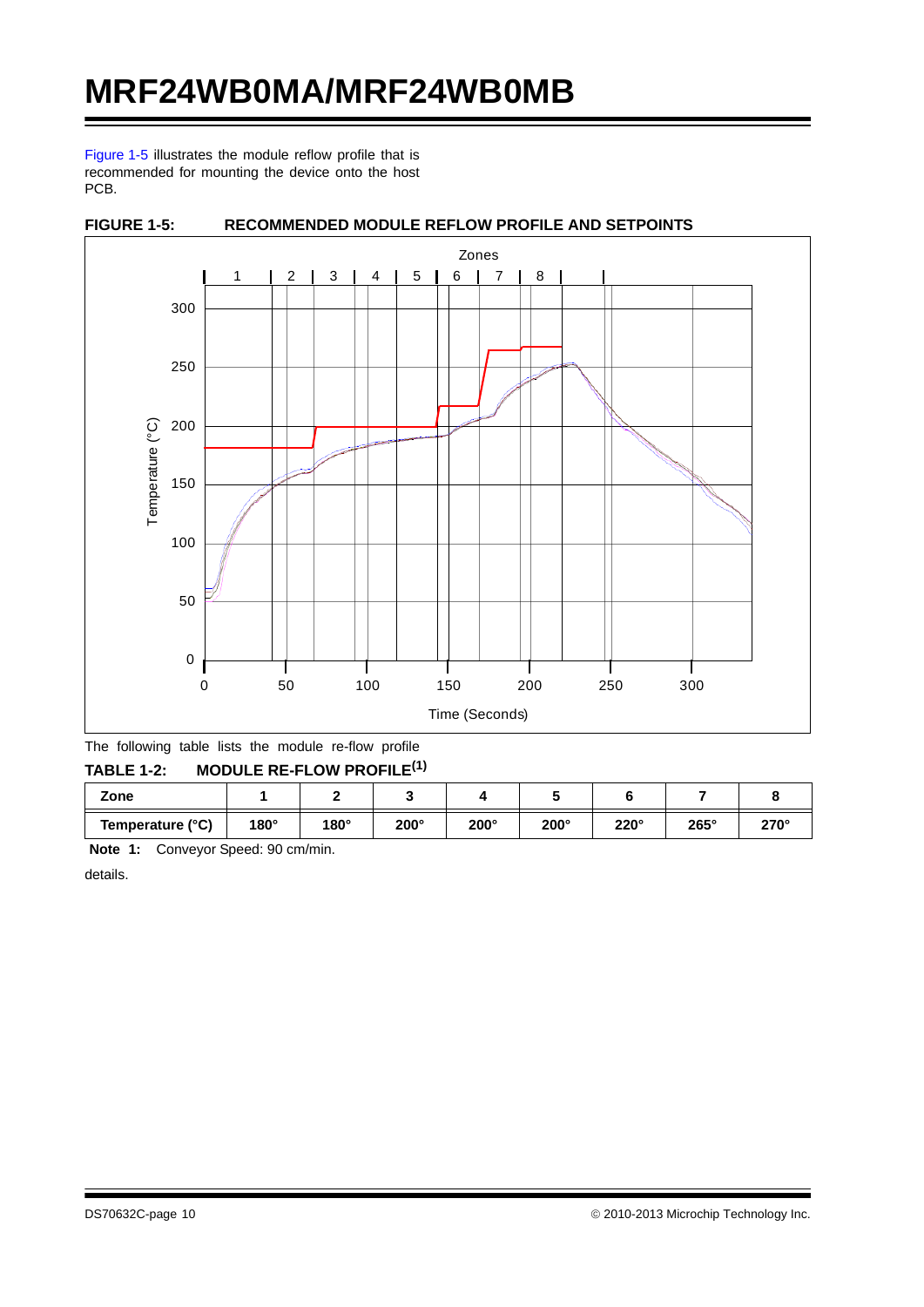Figure 1-5 illustrates the module reflow profile that is recommended for mounting the device onto the host PCB.

**FIGURE 1-5: RECOMMENDED MODULE REFLOW PROFILE AND SETPOINTS**

The following table lists the module re-flow profile

**TABLE 1-2: MODULE RE-FLOW PROFILE(1)**

| Zone | 1 | 2 | 3 | 4 | 5 | 6 | 7 | 8 |
|---|---|---|---|---|---|---|---|---|
| Temperature (°C) | 180° | 180° | 200° | 200° | 200° | 220° | 265° | 270° |

**Note 1:** Conveyor Speed: 90 cm/min.

details.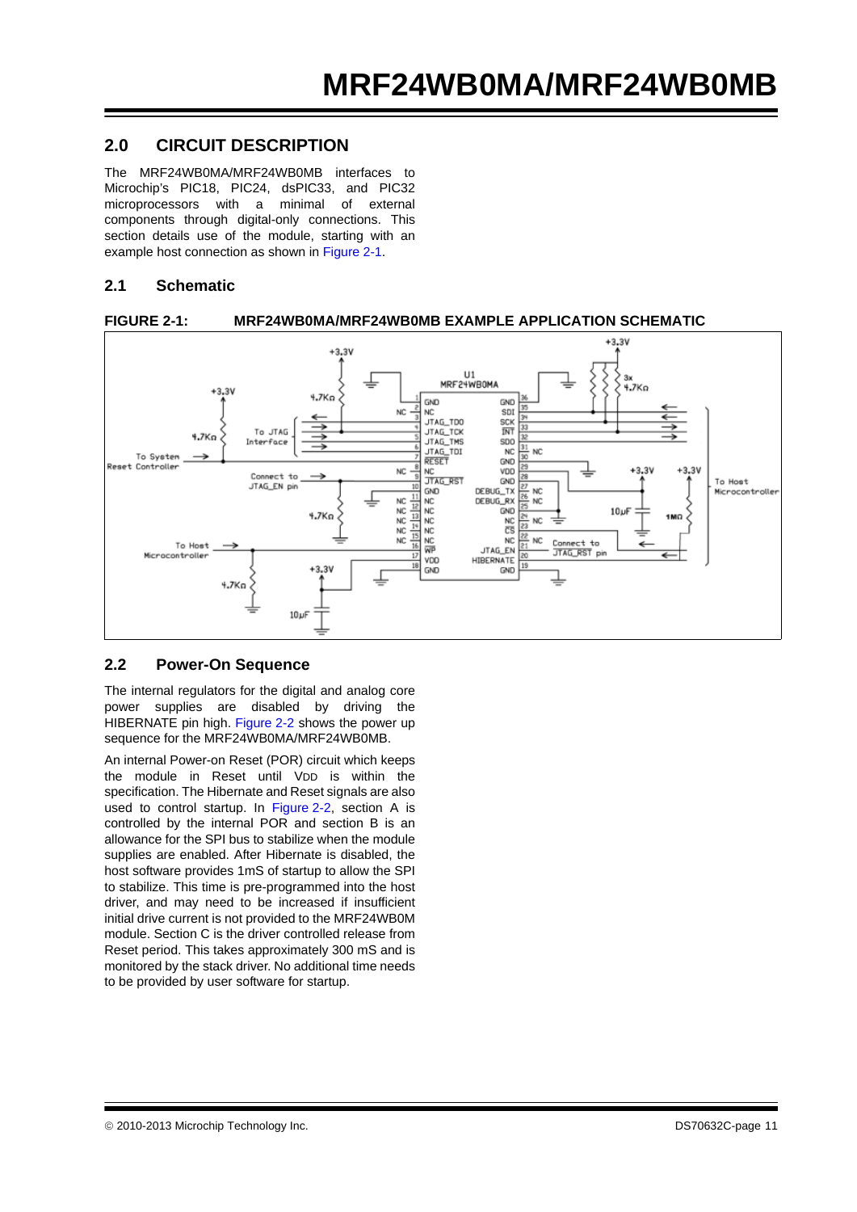## 2.0 CIRCUIT DESCRIPTION

The MRF24WB0MA/MRF24WB0MB interfaces to Microchip's PIC18, PIC24, dsPIC33, and PIC32 microprocessors with a minimal of external components through digital-only connections. This section details use of the module, starting with an example host connection as shown in Figure 2-1.

### 2.1 Schematic

**FIGURE 2-1: MRF24WB0MA/MRF24WB0MB EXAMPLE APPLICATION SCHEMATIC**

### 2.2 Power-On Sequence

The internal regulators for the digital and analog core power supplies are disabled by driving the HIBERNATE pin high. Figure 2-2 shows the power up sequence for the MRF24WB0MA/MRF24WB0MB.

An internal Power-on Reset (POR) circuit which keeps the module in Reset until $V_{DD}$ is within the specification. The Hibernate and Reset signals are also used to control startup. In Figure 2-2, section A is controlled by the internal POR and section B is an allowance for the SPI bus to stabilize when the module supplies are enabled. After Hibernate is disabled, the host software provides 1mS of startup to allow the SPI to stabilize. This time is pre-programmed into the host driver, and may need to be increased if insufficient initial drive current is not provided to the MRF24WB0M module. Section C is the driver controlled release from Reset period. This takes approximately 300 mS and is monitored by the stack driver. No additional time needs to be provided by user software for startup.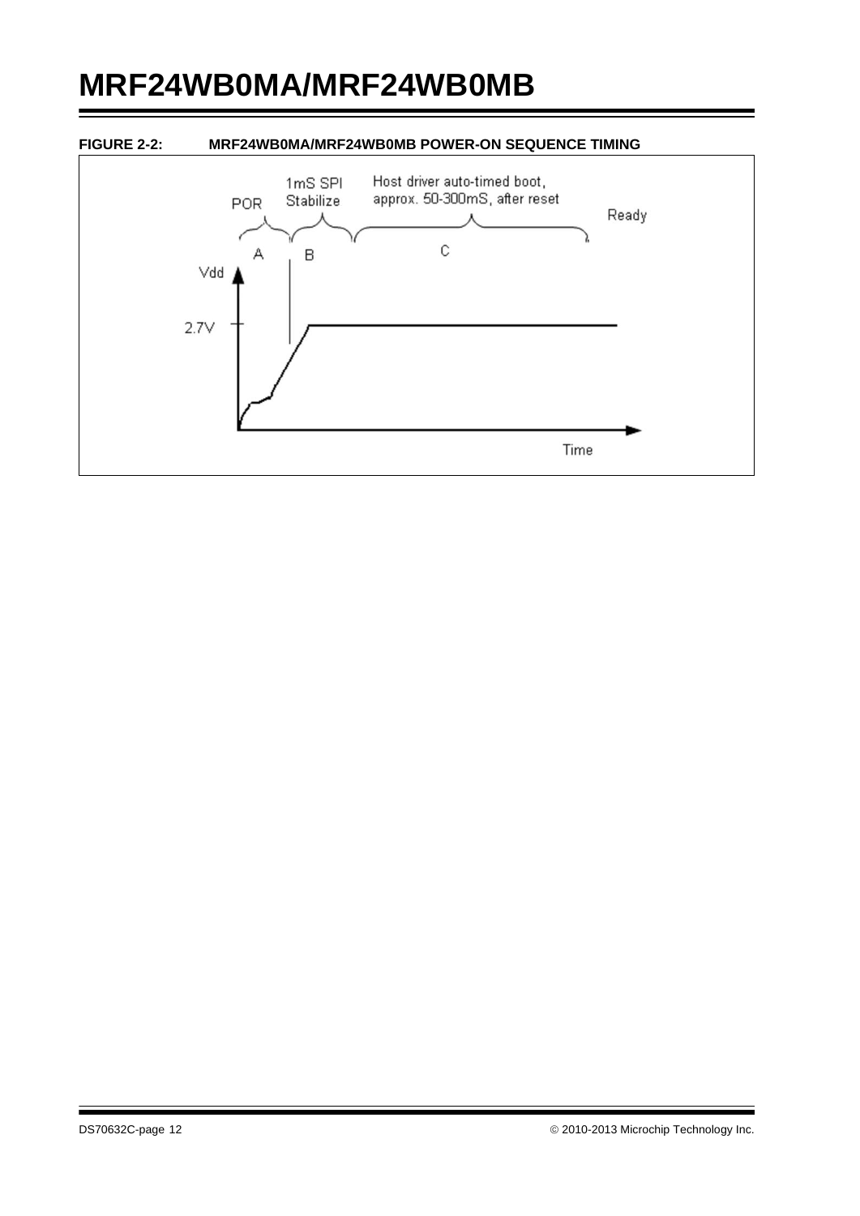**FIGURE 2-2: MRF24WB0MA/MRF24WB0MB POWER-ON SEQUENCE TIMING**

POR

A

1mS SPI Stabilize

B

Host driver auto-timed boot, approx. 50-300mS, after reset

C

Ready

Vdd

2.7V

Time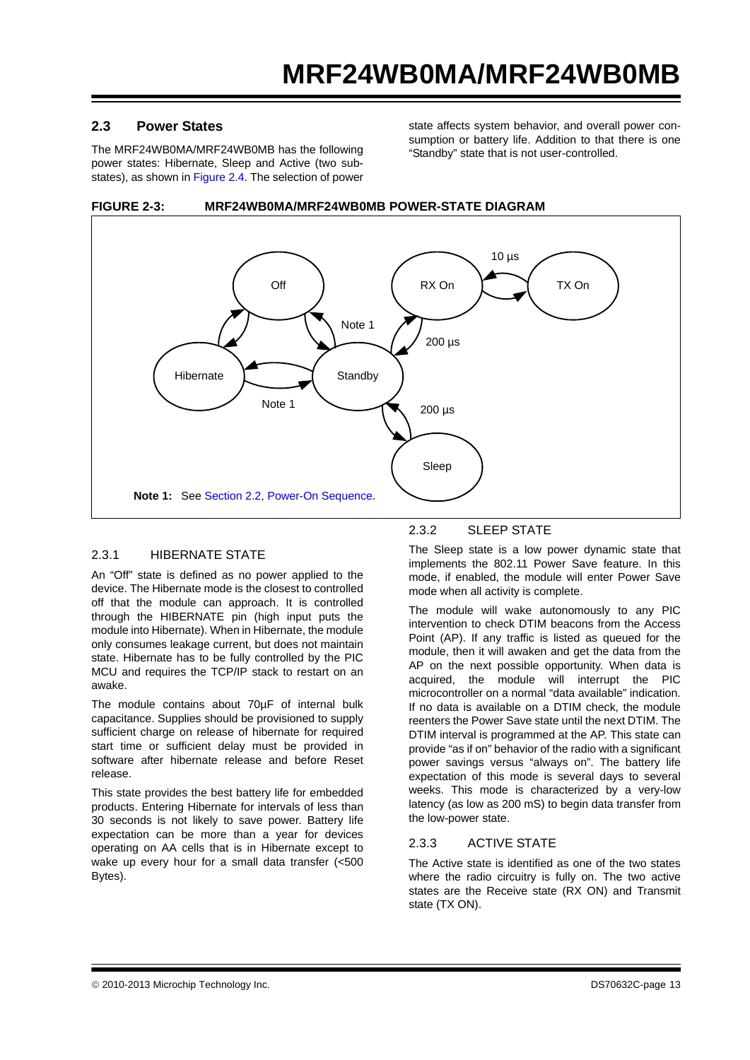## 2.3 Power States

The MRF24WB0MA/MRF24WB0MB has the following power states: Hibernate, Sleep and Active (two sub-states), as shown in Figure 2.4. The selection of power state affects system behavior, and overall power consumption or battery life. Addition to that there is one "Standby" state that is not user-controlled.

**FIGURE 2-3: MRF24WB0MA/MRF24WB0MB POWER-STATE DIAGRAM**

Off, RX On, TX On, Hibernate, Standby, Sleep — 10 µs, 200 µs, 200 µs, Note 1, Note 1

**Note 1:** See Section 2.2, Power-On Sequence.

### 2.3.1 HIBERNATE STATE

An "Off" state is defined as no power applied to the device. The Hibernate mode is the closest to controlled off that the module can approach. It is controlled through the HIBERNATE pin (high input puts the module into Hibernate). When in Hibernate, the module only consumes leakage current, but does not maintain state. Hibernate has to be fully controlled by the PIC MCU and requires the TCP/IP stack to restart on an awake.

The module contains about 70µF of internal bulk capacitance. Supplies should be provisioned to supply sufficient charge on release of hibernate for required start time or sufficient delay must be provided in software after hibernate release and before Reset release.

This state provides the best battery life for embedded products. Entering Hibernate for intervals of less than 30 seconds is not likely to save power. Battery life expectation can be more than a year for devices operating on AA cells that is in Hibernate except to wake up every hour for a small data transfer (<500 Bytes).

### 2.3.2 SLEEP STATE

The Sleep state is a low power dynamic state that implements the 802.11 Power Save feature. In this mode, if enabled, the module will enter Power Save mode when all activity is complete.

The module will wake autonomously to any PIC intervention to check DTIM beacons from the Access Point (AP). If any traffic is listed as queued for the module, then it will awaken and get the data from the AP on the next possible opportunity. When data is acquired, the module will interrupt the PIC microcontroller on a normal "data available" indication. If no data is available on a DTIM check, the module reenters the Power Save state until the next DTIM. The DTIM interval is programmed at the AP. This state can provide "as if on" behavior of the radio with a significant power savings versus "always on". The battery life expectation of this mode is several days to several weeks. This mode is characterized by a very-low latency (as low as 200 mS) to begin data transfer from the low-power state.

### 2.3.3 ACTIVE STATE

The Active state is identified as one of the two states where the radio circuitry is fully on. The two active states are the Receive state (RX ON) and Transmit state (TX ON).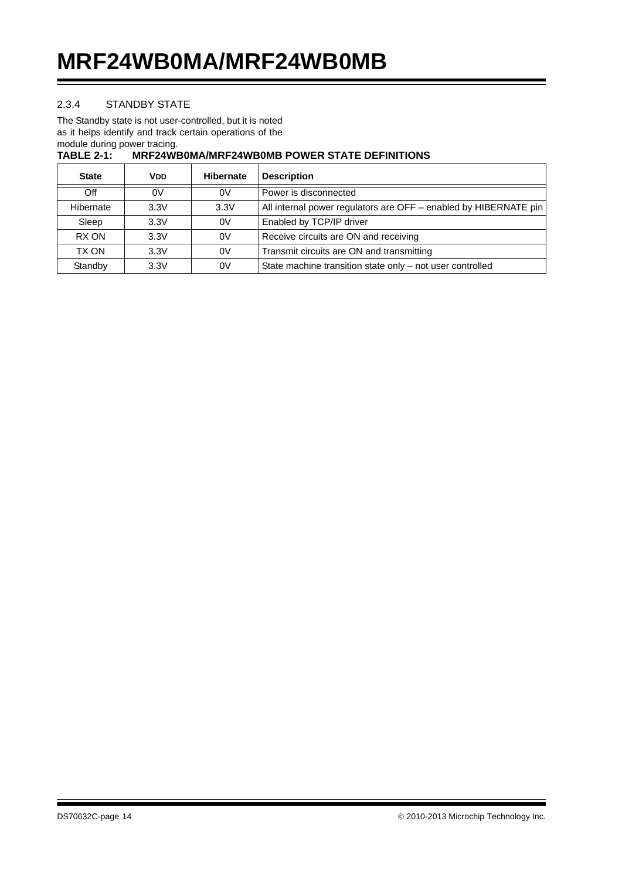### 2.3.4 STANDBY STATE

The Standby state is not user-controlled, but it is noted as it helps identify and track certain operations of the module during power tracing.

**TABLE 2-1: MRF24WB0MA/MRF24WB0MB POWER STATE DEFINITIONS**

| State | VDD | Hibernate | Description |
|---|---|---|---|
| Off | 0V | 0V | Power is disconnected |
| Hibernate | 3.3V | 3.3V | All internal power regulators are OFF – enabled by HIBERNATE pin |
| Sleep | 3.3V | 0V | Enabled by TCP/IP driver |
| RX ON | 3.3V | 0V | Receive circuits are ON and receiving |
| TX ON | 3.3V | 0V | Transmit circuits are ON and transmitting |
| Standby | 3.3V | 0V | State machine transition state only – not user controlled |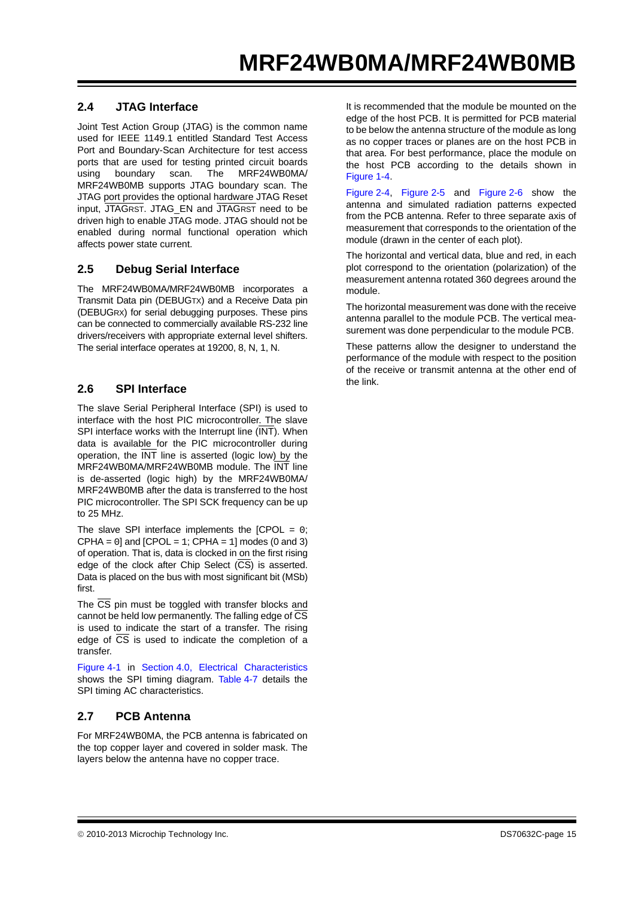## 2.4 JTAG Interface

Joint Test Action Group (JTAG) is the common name used for IEEE 1149.1 entitled Standard Test Access Port and Boundary-Scan Architecture for test access ports that are used for testing printed circuit boards using boundary scan. The MRF24WB0MA/MRF24WB0MB supports JTAG boundary scan. The JTAG port provides the optional hardware JTAG Reset input, $\overline{\text{JTAGRST}}$. JTAG_EN and $\overline{\text{JTAGRST}}$ need to be driven high to enable JTAG mode. JTAG should not be enabled during normal functional operation which affects power state current.

## 2.5 Debug Serial Interface

The MRF24WB0MA/MRF24WB0MB incorporates a Transmit Data pin (DEBUGTX) and a Receive Data pin (DEBUGRX) for serial debugging purposes. These pins can be connected to commercially available RS-232 line drivers/receivers with appropriate external level shifters. The serial interface operates at 19200, 8, N, 1, N.

## 2.6 SPI Interface

The slave Serial Peripheral Interface (SPI) is used to interface with the host PIC microcontroller. The slave SPI interface works with the Interrupt line ($\overline{\text{INT}}$). When data is available for the PIC microcontroller during operation, the $\overline{\text{INT}}$ line is asserted (logic low) by the MRF24WB0MA/MRF24WB0MB module. The $\overline{\text{INT}}$ line is de-asserted (logic high) by the MRF24WB0MA/MRF24WB0MB after the data is transferred to the host PIC microcontroller. The SPI SCK frequency can be up to 25 MHz.

The slave SPI interface implements the [CPOL = 0; CPHA = 0] and [CPOL = 1; CPHA = 1] modes (0 and 3) of operation. That is, data is clocked in on the first rising edge of the clock after Chip Select ($\overline{\text{CS}}$) is asserted. Data is placed on the bus with most significant bit (MSb) first.

The $\overline{\text{CS}}$ pin must be toggled with transfer blocks and cannot be held low permanently. The falling edge of $\overline{\text{CS}}$ is used to indicate the start of a transfer. The rising edge of $\overline{\text{CS}}$ is used to indicate the completion of a transfer.

Figure 4-1 in Section 4.0, Electrical Characteristics shows the SPI timing diagram. Table 4-7 details the SPI timing AC characteristics.

## 2.7 PCB Antenna

For MRF24WB0MA, the PCB antenna is fabricated on the top copper layer and covered in solder mask. The layers below the antenna have no copper trace.

It is recommended that the module be mounted on the edge of the host PCB. It is permitted for PCB material to be below the antenna structure of the module as long as no copper traces or planes are on the host PCB in that area. For best performance, place the module on the host PCB according to the details shown in Figure 1-4.

Figure 2-4, Figure 2-5 and Figure 2-6 show the antenna and simulated radiation patterns expected from the PCB antenna. Refer to three separate axis of measurement that corresponds to the orientation of the module (drawn in the center of each plot).

The horizontal and vertical data, blue and red, in each plot correspond to the orientation (polarization) of the measurement antenna rotated 360 degrees around the module.

The horizontal measurement was done with the receive antenna parallel to the module PCB. The vertical measurement was done perpendicular to the module PCB.

These patterns allow the designer to understand the performance of the module with respect to the position of the receive or transmit antenna at the other end of the link.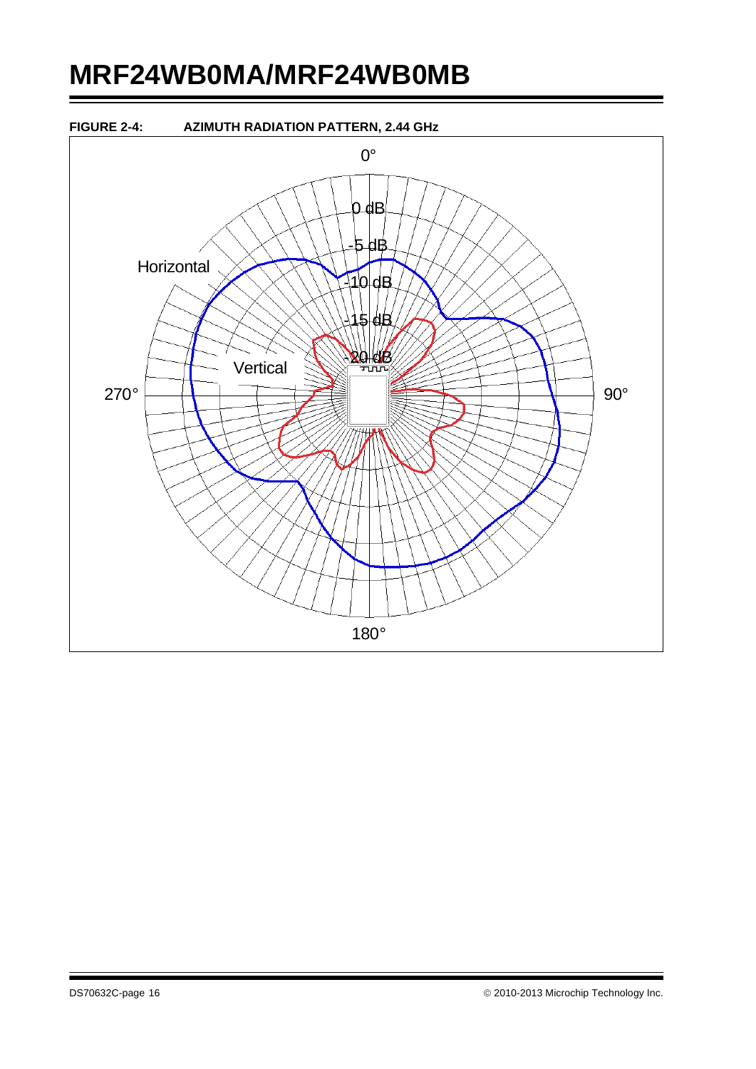**FIGURE 2-4: AZIMUTH RADIATION PATTERN, 2.44 GHz**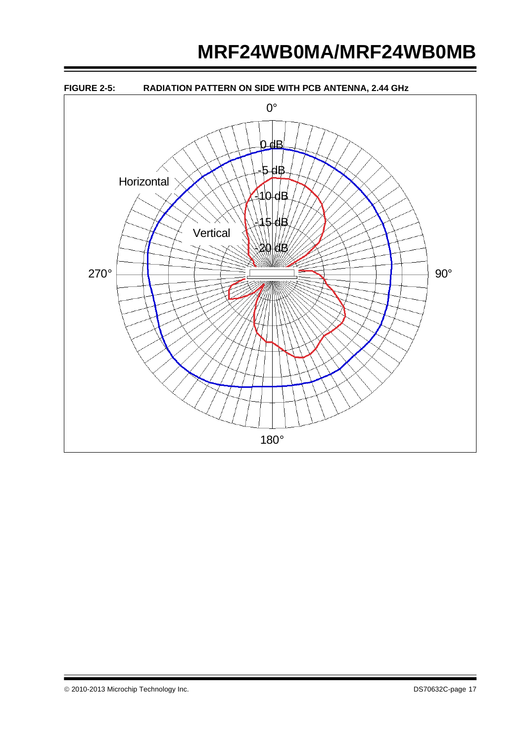**FIGURE 2-5: RADIATION PATTERN ON SIDE WITH PCB ANTENNA, 2.44 GHz**

0°

0 dB

-5 dB

-10 dB

-15 dB

-20 dB

Horizontal

Vertical

270°

90°

180°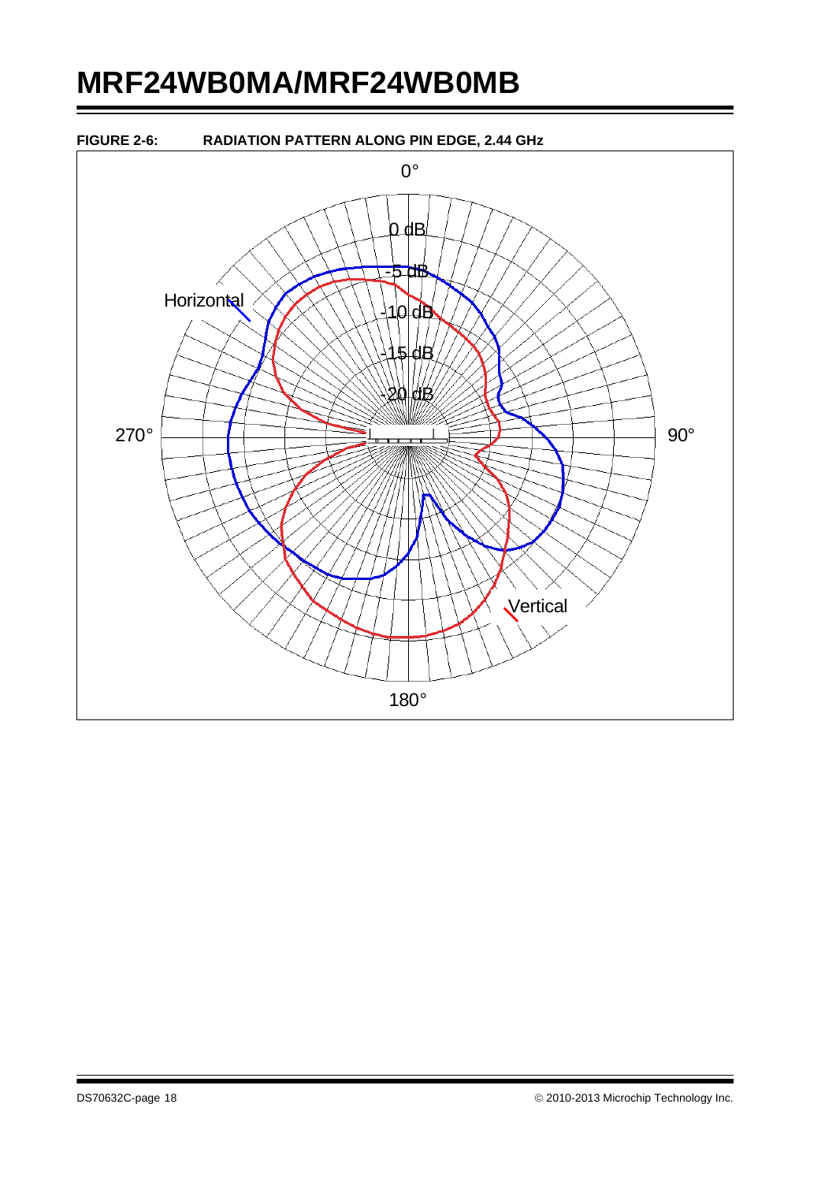**FIGURE 2-6: RADIATION PATTERN ALONG PIN EDGE, 2.44 GHz**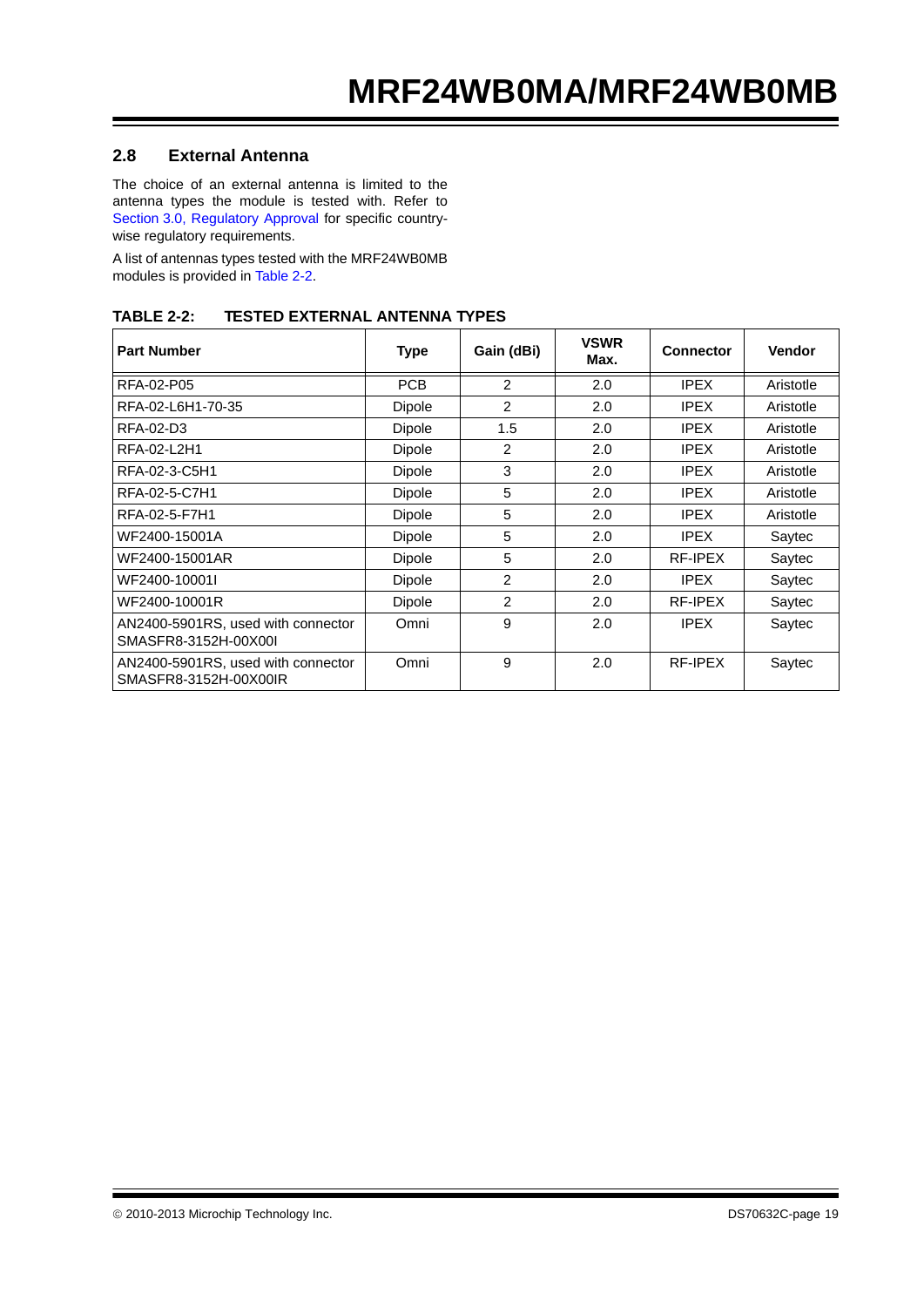## 2.8 External Antenna

The choice of an external antenna is limited to the antenna types the module is tested with. Refer to Section 3.0, Regulatory Approval for specific country-wise regulatory requirements.

A list of antennas types tested with the MRF24WB0MB modules is provided in Table 2-2.

**TABLE 2-2: TESTED EXTERNAL ANTENNA TYPES**

| Part Number | Type | Gain (dBi) | VSWR Max. | Connector | Vendor |
|---|---|---|---|---|---|
| RFA-02-P05 | PCB | 2 | 2.0 | IPEX | Aristotle |
| RFA-02-L6H1-70-35 | Dipole | 2 | 2.0 | IPEX | Aristotle |
| RFA-02-D3 | Dipole | 1.5 | 2.0 | IPEX | Aristotle |
| RFA-02-L2H1 | Dipole | 2 | 2.0 | IPEX | Aristotle |
| RFA-02-3-C5H1 | Dipole | 3 | 2.0 | IPEX | Aristotle |
| RFA-02-5-C7H1 | Dipole | 5 | 2.0 | IPEX | Aristotle |
| RFA-02-5-F7H1 | Dipole | 5 | 2.0 | IPEX | Aristotle |
| WF2400-15001A | Dipole | 5 | 2.0 | IPEX | Saytec |
| WF2400-15001AR | Dipole | 5 | 2.0 | RF-IPEX | Saytec |
| WF2400-10001I | Dipole | 2 | 2.0 | IPEX | Saytec |
| WF2400-10001R | Dipole | 2 | 2.0 | RF-IPEX | Saytec |
| AN2400-5901RS, used with connector SMASFR8-3152H-00X00I | Omni | 9 | 2.0 | IPEX | Saytec |
| AN2400-5901RS, used with connector SMASFR8-3152H-00X00IR | Omni | 9 | 2.0 | RF-IPEX | Saytec |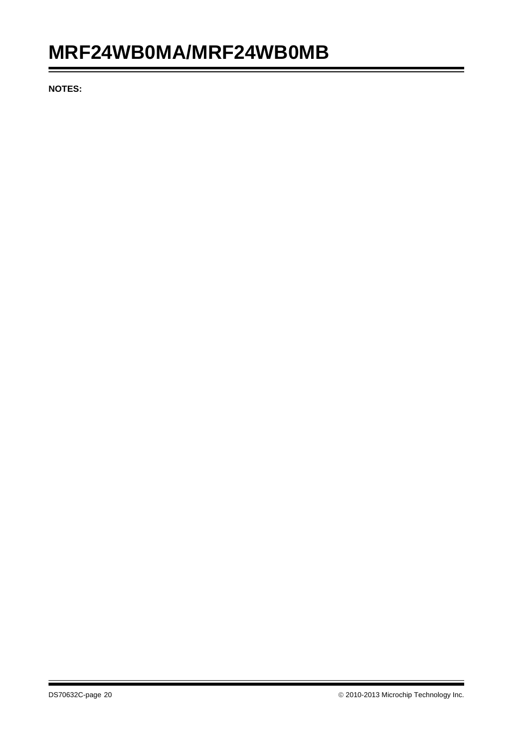**NOTES:**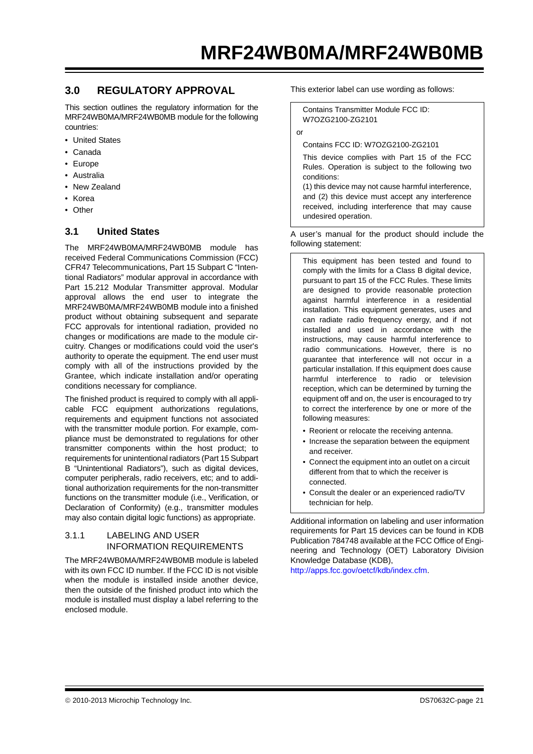## 3.0 REGULATORY APPROVAL

This section outlines the regulatory information for the MRF24WB0MA/MRF24WB0MB module for the following countries:

- United States
- Canada
- Europe
- Australia
- New Zealand
- Korea
- Other

### 3.1 United States

The MRF24WB0MA/MRF24WB0MB module has received Federal Communications Commission (FCC) CFR47 Telecommunications, Part 15 Subpart C “Intentional Radiators” modular approval in accordance with Part 15.212 Modular Transmitter approval. Modular approval allows the end user to integrate the MRF24WB0MA/MRF24WB0MB module into a finished product without obtaining subsequent and separate FCC approvals for intentional radiation, provided no changes or modifications are made to the module circuitry. Changes or modifications could void the user's authority to operate the equipment. The end user must comply with all of the instructions provided by the Grantee, which indicate installation and/or operating conditions necessary for compliance.

The finished product is required to comply with all applicable FCC equipment authorizations regulations, requirements and equipment functions not associated with the transmitter module portion. For example, compliance must be demonstrated to regulations for other transmitter components within the host product; to requirements for unintentional radiators (Part 15 Subpart B “Unintentional Radiators”), such as digital devices, computer peripherals, radio receivers, etc; and to additional authorization requirements for the non-transmitter functions on the transmitter module (i.e., Verification, or Declaration of Conformity) (e.g., transmitter modules may also contain digital logic functions) as appropriate.

#### 3.1.1 LABELING AND USER INFORMATION REQUIREMENTS

The MRF24WB0MA/MRF24WB0MB module is labeled with its own FCC ID number. If the FCC ID is not visible when the module is installed inside another device, then the outside of the finished product into which the module is installed must display a label referring to the enclosed module.

This exterior label can use wording as follows:

> Contains Transmitter Module FCC ID: W7OZG2100-ZG2101
>
> or
>
> Contains FCC ID: W7OZG2100-ZG2101
>
> This device complies with Part 15 of the FCC Rules. Operation is subject to the following two conditions:
> (1) this device may not cause harmful interference, and (2) this device must accept any interference received, including interference that may cause undesired operation.

A user’s manual for the product should include the following statement:

> This equipment has been tested and found to comply with the limits for a Class B digital device, pursuant to part 15 of the FCC Rules. These limits are designed to provide reasonable protection against harmful interference in a residential installation. This equipment generates, uses and can radiate radio frequency energy, and if not installed and used in accordance with the instructions, may cause harmful interference to radio communications. However, there is no guarantee that interference will not occur in a particular installation. If this equipment does cause harmful interference to radio or television reception, which can be determined by turning the equipment off and on, the user is encouraged to try to correct the interference by one or more of the following measures:
>
> - Reorient or relocate the receiving antenna.
> - Increase the separation between the equipment and receiver.
> - Connect the equipment into an outlet on a circuit different from that to which the receiver is connected.
> - Consult the dealer or an experienced radio/TV technician for help.

Additional information on labeling and user information requirements for Part 15 devices can be found in KDB Publication 784748 available at the FCC Office of Engineering and Technology (OET) Laboratory Division Knowledge Database (KDB), http://apps.fcc.gov/oetcf/kdb/index.cfm.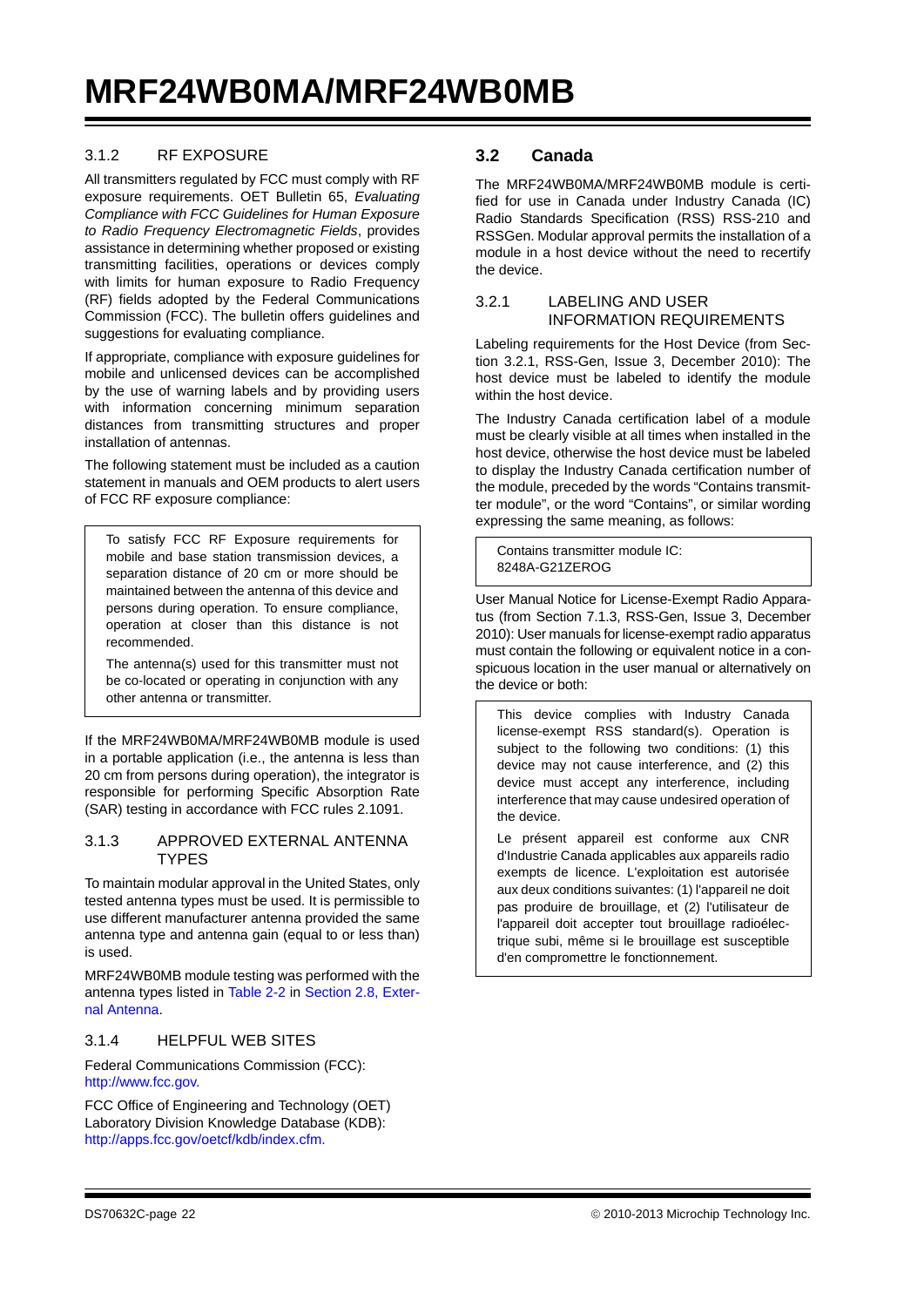### 3.1.2 RF EXPOSURE

All transmitters regulated by FCC must comply with RF exposure requirements. OET Bulletin 65, *Evaluating Compliance with FCC Guidelines for Human Exposure to Radio Frequency Electromagnetic Fields*, provides assistance in determining whether proposed or existing transmitting facilities, operations or devices comply with limits for human exposure to Radio Frequency (RF) fields adopted by the Federal Communications Commission (FCC). The bulletin offers guidelines and suggestions for evaluating compliance.

If appropriate, compliance with exposure guidelines for mobile and unlicensed devices can be accomplished by the use of warning labels and by providing users with information concerning minimum separation distances from transmitting structures and proper installation of antennas.

The following statement must be included as a caution statement in manuals and OEM products to alert users of FCC RF exposure compliance:

> To satisfy FCC RF Exposure requirements for mobile and base station transmission devices, a separation distance of 20 cm or more should be maintained between the antenna of this device and persons during operation. To ensure compliance, operation at closer than this distance is not recommended.
>
> The antenna(s) used for this transmitter must not be co-located or operating in conjunction with any other antenna or transmitter.

If the MRF24WB0MA/MRF24WB0MB module is used in a portable application (i.e., the antenna is less than 20 cm from persons during operation), the integrator is responsible for performing Specific Absorption Rate (SAR) testing in accordance with FCC rules 2.1091.

### 3.1.3 APPROVED EXTERNAL ANTENNA TYPES

To maintain modular approval in the United States, only tested antenna types must be used. It is permissible to use different manufacturer antenna provided the same antenna type and antenna gain (equal to or less than) is used.

MRF24WB0MB module testing was performed with the antenna types listed in Table 2-2 in Section 2.8, External Antenna.

### 3.1.4 HELPFUL WEB SITES

Federal Communications Commission (FCC): http://www.fcc.gov.

FCC Office of Engineering and Technology (OET) Laboratory Division Knowledge Database (KDB): http://apps.fcc.gov/oetcf/kdb/index.cfm.

## 3.2 Canada

The MRF24WB0MA/MRF24WB0MB module is certified for use in Canada under Industry Canada (IC) Radio Standards Specification (RSS) RSS-210 and RSSGen. Modular approval permits the installation of a module in a host device without the need to recertify the device.

### 3.2.1 LABELING AND USER INFORMATION REQUIREMENTS

Labeling requirements for the Host Device (from Section 3.2.1, RSS-Gen, Issue 3, December 2010): The host device must be labeled to identify the module within the host device.

The Industry Canada certification label of a module must be clearly visible at all times when installed in the host device, otherwise the host device must be labeled to display the Industry Canada certification number of the module, preceded by the words "Contains transmitter module", or the word "Contains", or similar wording expressing the same meaning, as follows:

> Contains transmitter module IC: 8248A-G21ZEROG

User Manual Notice for License-Exempt Radio Apparatus (from Section 7.1.3, RSS-Gen, Issue 3, December 2010): User manuals for license-exempt radio apparatus must contain the following or equivalent notice in a conspicuous location in the user manual or alternatively on the device or both:

> This device complies with Industry Canada license-exempt RSS standard(s). Operation is subject to the following two conditions: (1) this device may not cause interference, and (2) this device must accept any interference, including interference that may cause undesired operation of the device.
>
> Le présent appareil est conforme aux CNR d'Industrie Canada applicables aux appareils radio exempts de licence. L'exploitation est autorisée aux deux conditions suivantes: (1) l'appareil ne doit pas produire de brouillage, et (2) l'utilisateur de l'appareil doit accepter tout brouillage radioélectrique subi, même si le brouillage est susceptible d'en compromettre le fonctionnement.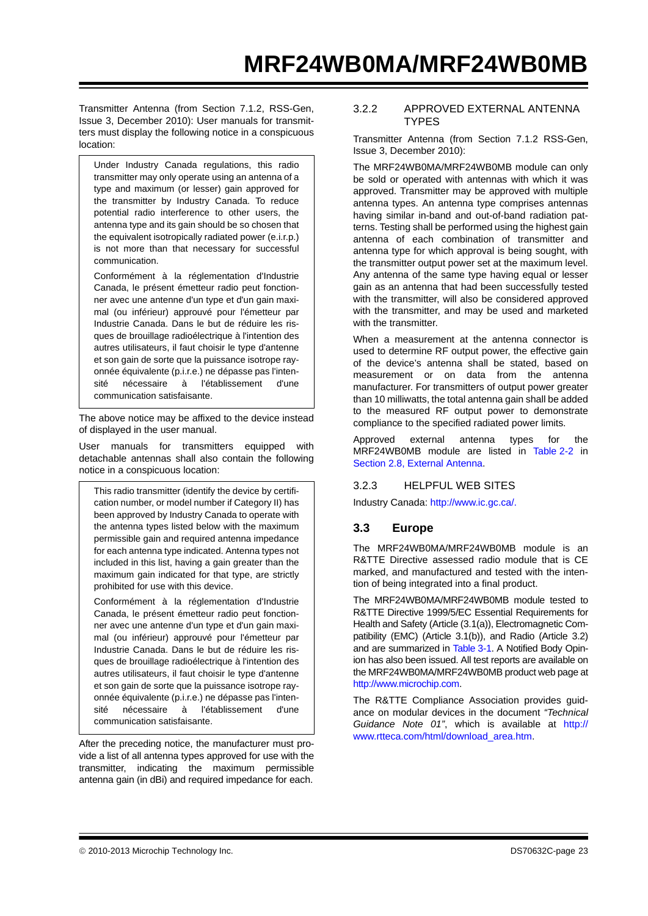Transmitter Antenna (from Section 7.1.2, RSS-Gen, Issue 3, December 2010): User manuals for transmitters must display the following notice in a conspicuous location:

> Under Industry Canada regulations, this radio transmitter may only operate using an antenna of a type and maximum (or lesser) gain approved for the transmitter by Industry Canada. To reduce potential radio interference to other users, the antenna type and its gain should be so chosen that the equivalent isotropically radiated power (e.i.r.p.) is not more than that necessary for successful communication.
>
> Conformément à la réglementation d'Industrie Canada, le présent émetteur radio peut fonctionner avec une antenne d'un type et d'un gain maximal (ou inférieur) approuvé pour l'émetteur par Industrie Canada. Dans le but de réduire les risques de brouillage radioélectrique à l'intention des autres utilisateurs, il faut choisir le type d'antenne et son gain de sorte que la puissance isotrope rayonnée équivalente (p.i.r.e.) ne dépasse pas l'intensité nécessaire à l'établissement d'une communication satisfaisante.

The above notice may be affixed to the device instead of displayed in the user manual.

User manuals for transmitters equipped with detachable antennas shall also contain the following notice in a conspicuous location:

> This radio transmitter (identify the device by certification number, or model number if Category II) has been approved by Industry Canada to operate with the antenna types listed below with the maximum permissible gain and required antenna impedance for each antenna type indicated. Antenna types not included in this list, having a gain greater than the maximum gain indicated for that type, are strictly prohibited for use with this device.
>
> Conformément à la réglementation d'Industrie Canada, le présent émetteur radio peut fonctionner avec une antenne d'un type et d'un gain maximal (ou inférieur) approuvé pour l'émetteur par Industrie Canada. Dans le but de réduire les risques de brouillage radioélectrique à l'intention des autres utilisateurs, il faut choisir le type d'antenne et son gain de sorte que la puissance isotrope rayonnée équivalente (p.i.r.e.) ne dépasse pas l'intensité nécessaire à l'établissement d'une communication satisfaisante.

After the preceding notice, the manufacturer must provide a list of all antenna types approved for use with the transmitter, indicating the maximum permissible antenna gain (in dBi) and required impedance for each.

#### 3.2.2 APPROVED EXTERNAL ANTENNA TYPES

Transmitter Antenna (from Section 7.1.2 RSS-Gen, Issue 3, December 2010):

The MRF24WB0MA/MRF24WB0MB module can only be sold or operated with antennas with which it was approved. Transmitter may be approved with multiple antenna types. An antenna type comprises antennas having similar in-band and out-of-band radiation patterns. Testing shall be performed using the highest gain antenna of each combination of transmitter and antenna type for which approval is being sought, with the transmitter output power set at the maximum level. Any antenna of the same type having equal or lesser gain as an antenna that had been successfully tested with the transmitter, will also be considered approved with the transmitter, and may be used and marketed with the transmitter.

When a measurement at the antenna connector is used to determine RF output power, the effective gain of the device's antenna shall be stated, based on measurement or on data from the antenna manufacturer. For transmitters of output power greater than 10 milliwatts, the total antenna gain shall be added to the measured RF output power to demonstrate compliance to the specified radiated power limits.

Approved external antenna types for the MRF24WB0MB module are listed in Table 2-2 in Section 2.8, External Antenna.

#### 3.2.3 HELPFUL WEB SITES

Industry Canada: http://www.ic.gc.ca/.

## 3.3 Europe

The MRF24WB0MA/MRF24WB0MB module is an R&TTE Directive assessed radio module that is CE marked, and manufactured and tested with the intention of being integrated into a final product.

The MRF24WB0MA/MRF24WB0MB module tested to R&TTE Directive 1999/5/EC Essential Requirements for Health and Safety (Article (3.1(a)), Electromagnetic Compatibility (EMC) (Article 3.1(b)), and Radio (Article 3.2) and are summarized in Table 3-1. A Notified Body Opinion has also been issued. All test reports are available on the MRF24WB0MA/MRF24WB0MB product web page at http://www.microchip.com.

The R&TTE Compliance Association provides guidance on modular devices in the document *"Technical Guidance Note 01"*, which is available at http://www.rtteca.com/html/download_area.htm.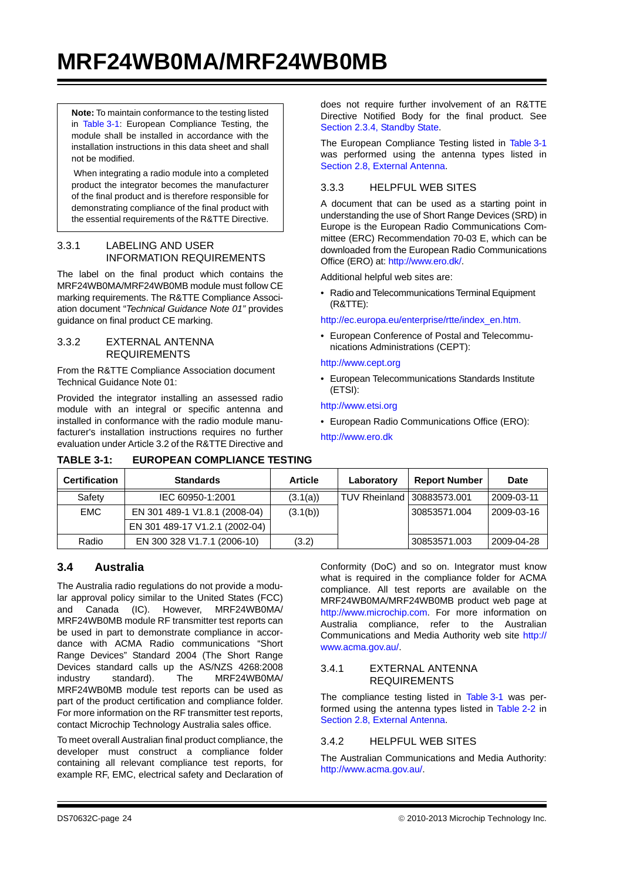> **Note:** To maintain conformance to the testing listed in Table 3-1: European Compliance Testing, the module shall be installed in accordance with the installation instructions in this data sheet and shall not be modified.
>
> When integrating a radio module into a completed product the integrator becomes the manufacturer of the final product and is therefore responsible for demonstrating compliance of the final product with the essential requirements of the R&TTE Directive.

### 3.3.1 LABELING AND USER INFORMATION REQUIREMENTS

The label on the final product which contains the MRF24WB0MA/MRF24WB0MB module must follow CE marking requirements. The R&TTE Compliance Association document "*Technical Guidance Note 01"* provides guidance on final product CE marking.

### 3.3.2 EXTERNAL ANTENNA REQUIREMENTS

From the R&TTE Compliance Association document Technical Guidance Note 01:

Provided the integrator installing an assessed radio module with an integral or specific antenna and installed in conformance with the radio module manufacturer's installation instructions requires no further evaluation under Article 3.2 of the R&TTE Directive and does not require further involvement of an R&TTE Directive Notified Body for the final product. See Section 2.3.4, Standby State.

The European Compliance Testing listed in Table 3-1 was performed using the antenna types listed in Section 2.8, External Antenna.

### 3.3.3 HELPFUL WEB SITES

A document that can be used as a starting point in understanding the use of Short Range Devices (SRD) in Europe is the European Radio Communications Committee (ERC) Recommendation 70-03 E, which can be downloaded from the European Radio Communications Office (ERO) at: http://www.ero.dk/.

Additional helpful web sites are:

- Radio and Telecommunications Terminal Equipment (R&TTE):

http://ec.europa.eu/enterprise/rtte/index_en.htm.

- European Conference of Postal and Telecommunications Administrations (CEPT):

http://www.cept.org

- European Telecommunications Standards Institute (ETSI):

http://www.etsi.org

- European Radio Communications Office (ERO):

http://www.ero.dk

**TABLE 3-1: EUROPEAN COMPLIANCE TESTING**

| Certification | Standards | Article | Laboratory | Report Number | Date |
|---|---|---|---|---|---|
| Safety | IEC 60950-1:2001 | (3.1(a)) | TUV Rheinland | 30883573.001 | 2009-03-11 |
| EMC | EN 301 489-1 V1.8.1 (2008-04) | (3.1(b)) | | 30853571.004 | 2009-03-16 |
| | EN 301 489-17 V1.2.1 (2002-04) | | | | |
| Radio | EN 300 328 V1.7.1 (2006-10) | (3.2) | | 30853571.003 | 2009-04-28 |

## 3.4 Australia

The Australia radio regulations do not provide a modular approval policy similar to the United States (FCC) and Canada (IC). However, MRF24WB0MA/MRF24WB0MB module RF transmitter test reports can be used in part to demonstrate compliance in accordance with ACMA Radio communications "Short Range Devices" Standard 2004 (The Short Range Devices standard calls up the AS/NZS 4268:2008 industry standard). The MRF24WB0MA/MRF24WB0MB module test reports can be used as part of the product certification and compliance folder. For more information on the RF transmitter test reports, contact Microchip Technology Australia sales office.

To meet overall Australian final product compliance, the developer must construct a compliance folder containing all relevant compliance test reports, for example RF, EMC, electrical safety and Declaration of Conformity (DoC) and so on. Integrator must know what is required in the compliance folder for ACMA compliance. All test reports are available on the MRF24WB0MA/MRF24WB0MB product web page at http://www.microchip.com. For more information on Australia compliance, refer to the Australian Communications and Media Authority web site http://www.acma.gov.au/.

### 3.4.1 EXTERNAL ANTENNA REQUIREMENTS

The compliance testing listed in Table 3-1 was performed using the antenna types listed in Table 2-2 in Section 2.8, External Antenna.

### 3.4.2 HELPFUL WEB SITES

The Australian Communications and Media Authority: http://www.acma.gov.au/.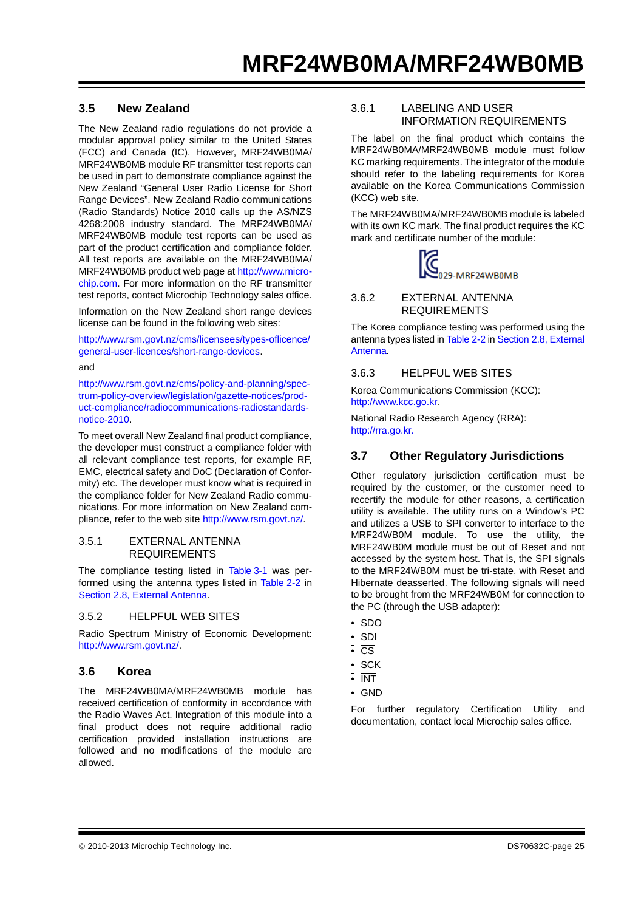### 3.5 New Zealand

The New Zealand radio regulations do not provide a modular approval policy similar to the United States (FCC) and Canada (IC). However, MRF24WB0MA/MRF24WB0MB module RF transmitter test reports can be used in part to demonstrate compliance against the New Zealand "General User Radio License for Short Range Devices". New Zealand Radio communications (Radio Standards) Notice 2010 calls up the AS/NZS 4268:2008 industry standard. The MRF24WB0MA/MRF24WB0MB module test reports can be used as part of the product certification and compliance folder. All test reports are available on the MRF24WB0MA/MRF24WB0MB product web page at http://www.microchip.com. For more information on the RF transmitter test reports, contact Microchip Technology sales office.

Information on the New Zealand short range devices license can be found in the following web sites:

http://www.rsm.govt.nz/cms/licensees/types-oflicence/general-user-licences/short-range-devices.

and

http://www.rsm.govt.nz/cms/policy-and-planning/spectrum-policy-overview/legislation/gazette-notices/product-compliance/radiocommunications-radiostandards-notice-2010.

To meet overall New Zealand final product compliance, the developer must construct a compliance folder with all relevant compliance test reports, for example RF, EMC, electrical safety and DoC (Declaration of Conformity) etc. The developer must know what is required in the compliance folder for New Zealand Radio communications. For more information on New Zealand compliance, refer to the web site http://www.rsm.govt.nz/.

#### 3.5.1 EXTERNAL ANTENNA REQUIREMENTS

The compliance testing listed in Table 3-1 was performed using the antenna types listed in Table 2-2 in Section 2.8, External Antenna.

#### 3.5.2 HELPFUL WEB SITES

Radio Spectrum Ministry of Economic Development: http://www.rsm.govt.nz/.

### 3.6 Korea

The MRF24WB0MA/MRF24WB0MB module has received certification of conformity in accordance with the Radio Waves Act. Integration of this module into a final product does not require additional radio certification provided installation instructions are followed and no modifications of the module are allowed.

#### 3.6.1 LABELING AND USER INFORMATION REQUIREMENTS

The label on the final product which contains the MRF24WB0MA/MRF24WB0MB module must follow KC marking requirements. The integrator of the module should refer to the labeling requirements for Korea available on the Korea Communications Commission (KCC) web site.

The MRF24WB0MA/MRF24WB0MB module is labeled with its own KC mark. The final product requires the KC mark and certificate number of the module:

KC 029-MRF24WB0MB

#### 3.6.2 EXTERNAL ANTENNA REQUIREMENTS

The Korea compliance testing was performed using the antenna types listed in Table 2-2 in Section 2.8, External Antenna.

#### 3.6.3 HELPFUL WEB SITES

Korea Communications Commission (KCC): http://www.kcc.go.kr.

National Radio Research Agency (RRA): http://rra.go.kr.

### 3.7 Other Regulatory Jurisdictions

Other regulatory jurisdiction certification must be required by the customer, or the customer need to recertify the module for other reasons, a certification utility is available. The utility runs on a Window's PC and utilizes a USB to SPI converter to interface to the MRF24WB0M module. To use the utility, the MRF24WB0M module must be out of Reset and not accessed by the system host. That is, the SPI signals to the MRF24WB0M must be tri-state, with Reset and Hibernate deasserted. The following signals will need to be brought from the MRF24WB0M for connection to the PC (through the USB adapter):

- SDO
- SDI
- $\overline{\text{CS}}$
- SCK
- $\overline{\text{INT}}$
- GND

For further regulatory Certification Utility and documentation, contact local Microchip sales office.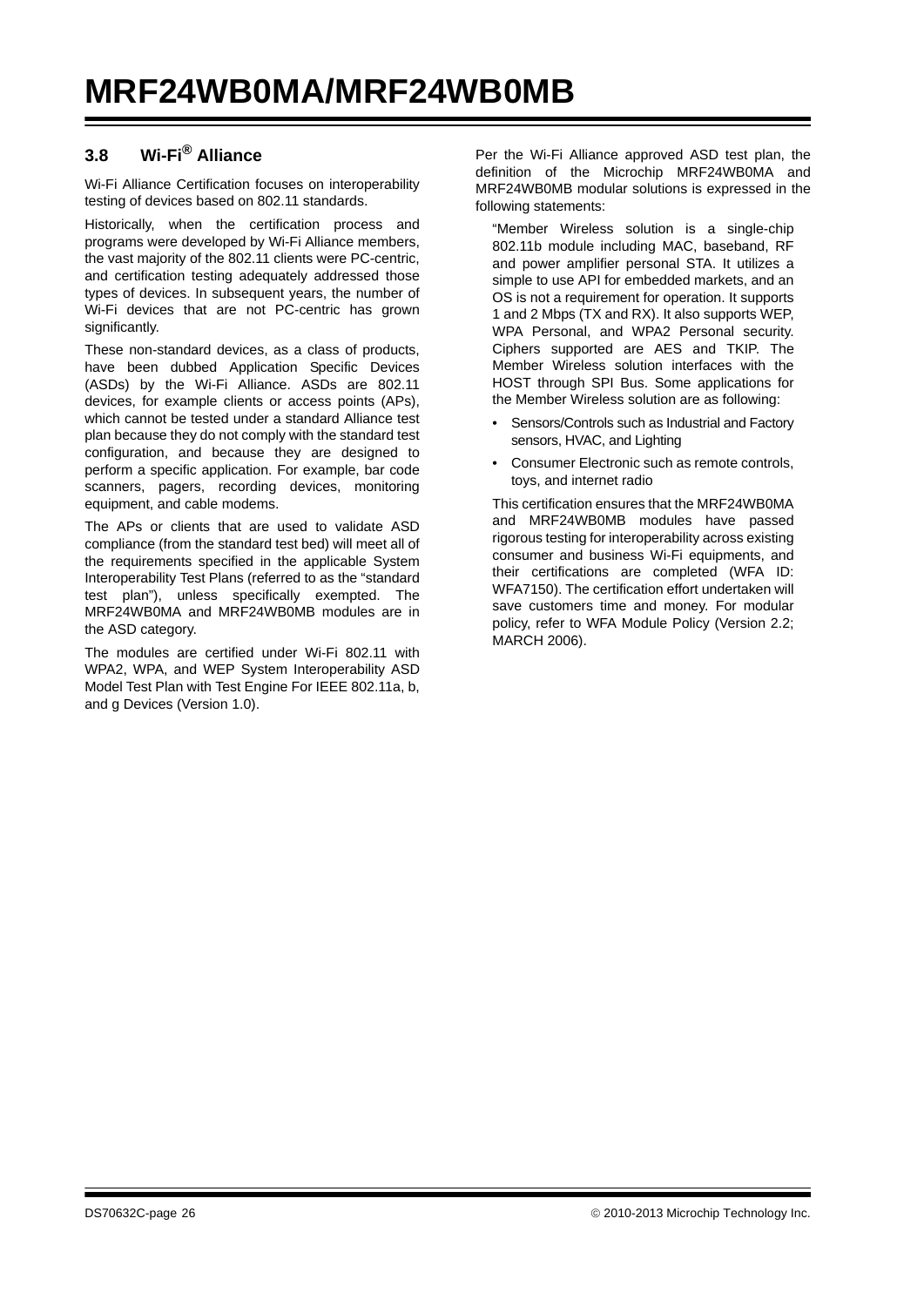## 3.8 Wi-Fi® Alliance

Wi-Fi Alliance Certification focuses on interoperability testing of devices based on 802.11 standards.

Historically, when the certification process and programs were developed by Wi-Fi Alliance members, the vast majority of the 802.11 clients were PC-centric, and certification testing adequately addressed those types of devices. In subsequent years, the number of Wi-Fi devices that are not PC-centric has grown significantly.

These non-standard devices, as a class of products, have been dubbed Application Specific Devices (ASDs) by the Wi-Fi Alliance. ASDs are 802.11 devices, for example clients or access points (APs), which cannot be tested under a standard Alliance test plan because they do not comply with the standard test configuration, and because they are designed to perform a specific application. For example, bar code scanners, pagers, recording devices, monitoring equipment, and cable modems.

The APs or clients that are used to validate ASD compliance (from the standard test bed) will meet all of the requirements specified in the applicable System Interoperability Test Plans (referred to as the "standard test plan"), unless specifically exempted. The MRF24WB0MA and MRF24WB0MB modules are in the ASD category.

The modules are certified under Wi-Fi 802.11 with WPA2, WPA, and WEP System Interoperability ASD Model Test Plan with Test Engine For IEEE 802.11a, b, and g Devices (Version 1.0).

Per the Wi-Fi Alliance approved ASD test plan, the definition of the Microchip MRF24WB0MA and MRF24WB0MB modular solutions is expressed in the following statements:

> "Member Wireless solution is a single-chip 802.11b module including MAC, baseband, RF and power amplifier personal STA. It utilizes a simple to use API for embedded markets, and an OS is not a requirement for operation. It supports 1 and 2 Mbps (TX and RX). It also supports WEP, WPA Personal, and WPA2 Personal security. Ciphers supported are AES and TKIP. The Member Wireless solution interfaces with the HOST through SPI Bus. Some applications for the Member Wireless solution are as following:
>
> - Sensors/Controls such as Industrial and Factory sensors, HVAC, and Lighting
> - Consumer Electronic such as remote controls, toys, and internet radio
>
> This certification ensures that the MRF24WB0MA and MRF24WB0MB modules have passed rigorous testing for interoperability across existing consumer and business Wi-Fi equipments, and their certifications are completed (WFA ID: WFA7150). The certification effort undertaken will save customers time and money. For modular policy, refer to WFA Module Policy (Version 2.2; MARCH 2006).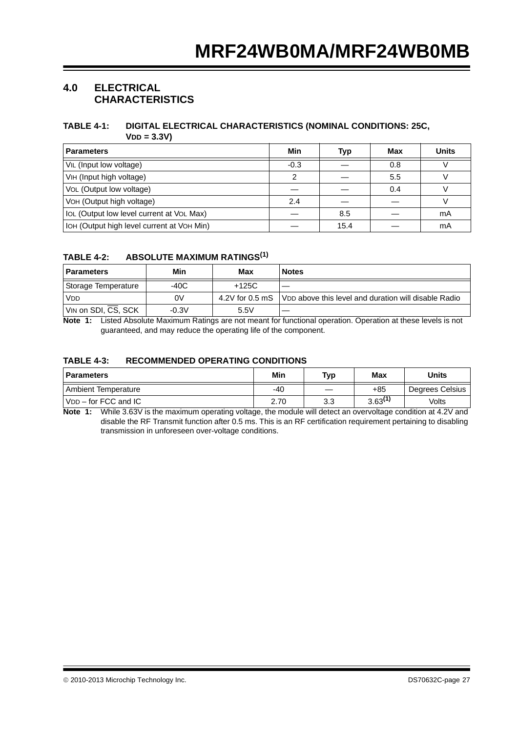# 4.0 ELECTRICAL CHARACTERISTICS

**TABLE 4-1: DIGITAL ELECTRICAL CHARACTERISTICS (NOMINAL CONDITIONS: 25C, $V_{DD}$ = 3.3V)**

| Parameters | Min | Typ | Max | Units |
|---|---|---|---|---|
| $V_{IL}$ (Input low voltage) | -0.3 | — | 0.8 | V |
| $V_{IH}$ (Input high voltage) | 2 | — | 5.5 | V |
| $V_{OL}$ (Output low voltage) | — | — | 0.4 | V |
| $V_{OH}$ (Output high voltage) | 2.4 | — | — | V |
| $I_{OL}$ (Output low level current at $V_{OL}$ Max) | — | 8.5 | — | mA |
| $I_{OH}$ (Output high level current at $V_{OH}$ Min) | — | 15.4 | — | mA |

**TABLE 4-2: ABSOLUTE MAXIMUM RATINGS(1)**

| Parameters | Min | Max | Notes |
|---|---|---|---|
| Storage Temperature | -40C | +125C | — |
| $V_{DD}$ | 0V | 4.2V for 0.5 mS | $V_{DD}$ above this level and duration will disable Radio |
| $V_{IN}$ on SDI, $\overline{CS}$, SCK | -0.3V | 5.5V | — |

**Note 1:** Listed Absolute Maximum Ratings are not meant for functional operation. Operation at these levels is not guaranteed, and may reduce the operating life of the component.

**TABLE 4-3: RECOMMENDED OPERATING CONDITIONS**

| Parameters | Min | Typ | Max | Units |
|---|---|---|---|---|
| Ambient Temperature | -40 | — | +85 | Degrees Celsius |
| $V_{DD}$ – for FCC and IC | 2.70 | 3.3 | 3.63(1) | Volts |

**Note 1:** While 3.63V is the maximum operating voltage, the module will detect an overvoltage condition at 4.2V and disable the RF Transmit function after 0.5 ms. This is an RF certification requirement pertaining to disabling transmission in unforeseen over-voltage conditions.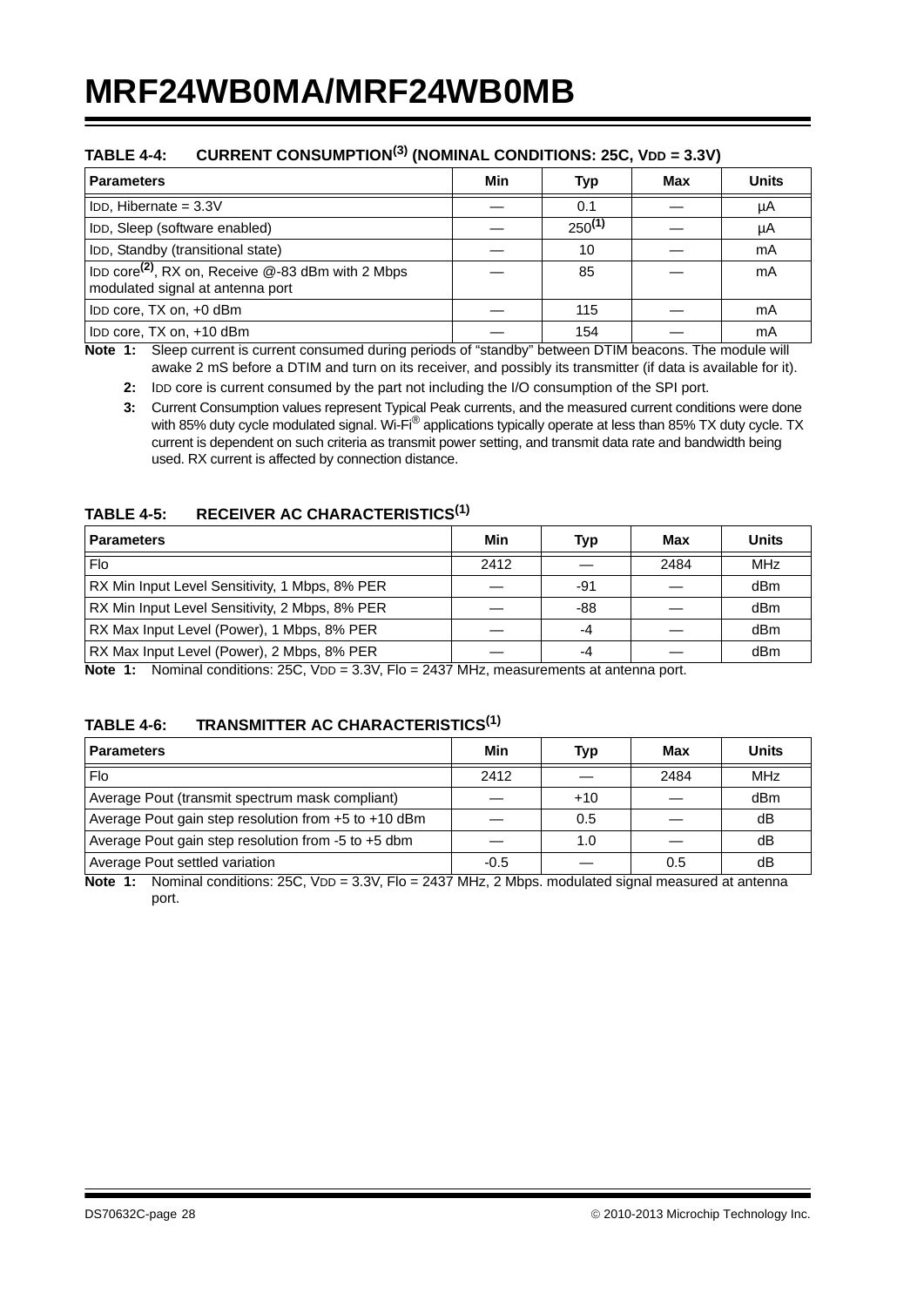### TABLE 4-4: CURRENT CONSUMPTION(3) (NOMINAL CONDITIONS: 25C, VDD = 3.3V)

| Parameters | Min | Typ | Max | Units |
|---|---|---|---|---|
| IDD, Hibernate = 3.3V | — | 0.1 | — | µA |
| IDD, Sleep (software enabled) | — | 250(1) | — | µA |
| IDD, Standby (transitional state) | — | 10 | — | mA |
| IDD core(2), RX on, Receive @-83 dBm with 2 Mbps modulated signal at antenna port | — | 85 | — | mA |
| IDD core, TX on, +0 dBm | — | 115 | — | mA |
| IDD core, TX on, +10 dBm | — | 154 | — | mA |

**Note 1:** Sleep current is current consumed during periods of “standby” between DTIM beacons. The module will awake 2 mS before a DTIM and turn on its receiver, and possibly its transmitter (if data is available for it).

**2:** IDD core is current consumed by the part not including the I/O consumption of the SPI port.

**3:** Current Consumption values represent Typical Peak currents, and the measured current conditions were done with 85% duty cycle modulated signal. Wi-Fi® applications typically operate at less than 85% TX duty cycle. TX current is dependent on such criteria as transmit power setting, and transmit data rate and bandwidth being used. RX current is affected by connection distance.

### TABLE 4-5: RECEIVER AC CHARACTERISTICS(1)

| Parameters | Min | Typ | Max | Units |
|---|---|---|---|---|
| Flo | 2412 | — | 2484 | MHz |
| RX Min Input Level Sensitivity, 1 Mbps, 8% PER | — | -91 | — | dBm |
| RX Min Input Level Sensitivity, 2 Mbps, 8% PER | — | -88 | — | dBm |
| RX Max Input Level (Power), 1 Mbps, 8% PER | — | -4 | — | dBm |
| RX Max Input Level (Power), 2 Mbps, 8% PER | — | -4 | — | dBm |

**Note 1:** Nominal conditions: 25C, VDD = 3.3V, Flo = 2437 MHz, measurements at antenna port.

### TABLE 4-6: TRANSMITTER AC CHARACTERISTICS(1)

| Parameters | Min | Typ | Max | Units |
|---|---|---|---|---|
| Flo | 2412 | — | 2484 | MHz |
| Average Pout (transmit spectrum mask compliant) | — | +10 | — | dBm |
| Average Pout gain step resolution from +5 to +10 dBm | — | 0.5 | — | dB |
| Average Pout gain step resolution from -5 to +5 dbm | — | 1.0 | — | dB |
| Average Pout settled variation | -0.5 | — | 0.5 | dB |

**Note 1:** Nominal conditions: 25C, VDD = 3.3V, Flo = 2437 MHz, 2 Mbps. modulated signal measured at antenna port.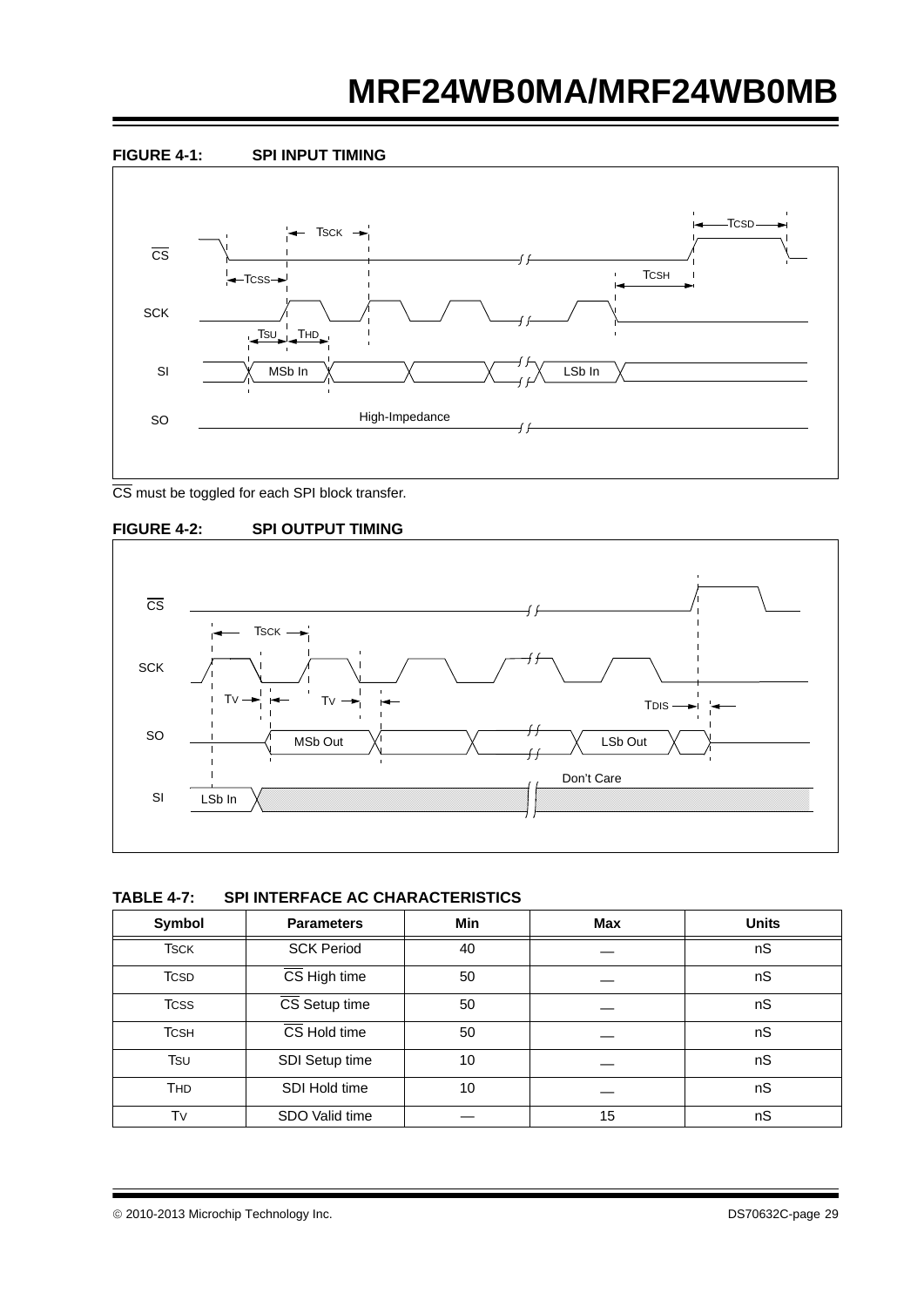**FIGURE 4-1: SPI INPUT TIMING**

$\overline{CS}$ must be toggled for each SPI block transfer.

**FIGURE 4-2: SPI OUTPUT TIMING**

**TABLE 4-7: SPI INTERFACE AC CHARACTERISTICS**

| Symbol | Parameters | Min | Max | Units |
|---|---|---|---|---|
| TSCK | SCK Period | 40 | — | nS |
| TCSD | $\overline{CS}$ High time | 50 | — | nS |
| TCSS | $\overline{CS}$ Setup time | 50 | — | nS |
| TCSH | $\overline{CS}$ Hold time | 50 | — | nS |
| TSU | SDI Setup time | 10 | — | nS |
| THD | SDI Hold time | 10 | — | nS |
| TV | SDO Valid time | — | 15 | nS |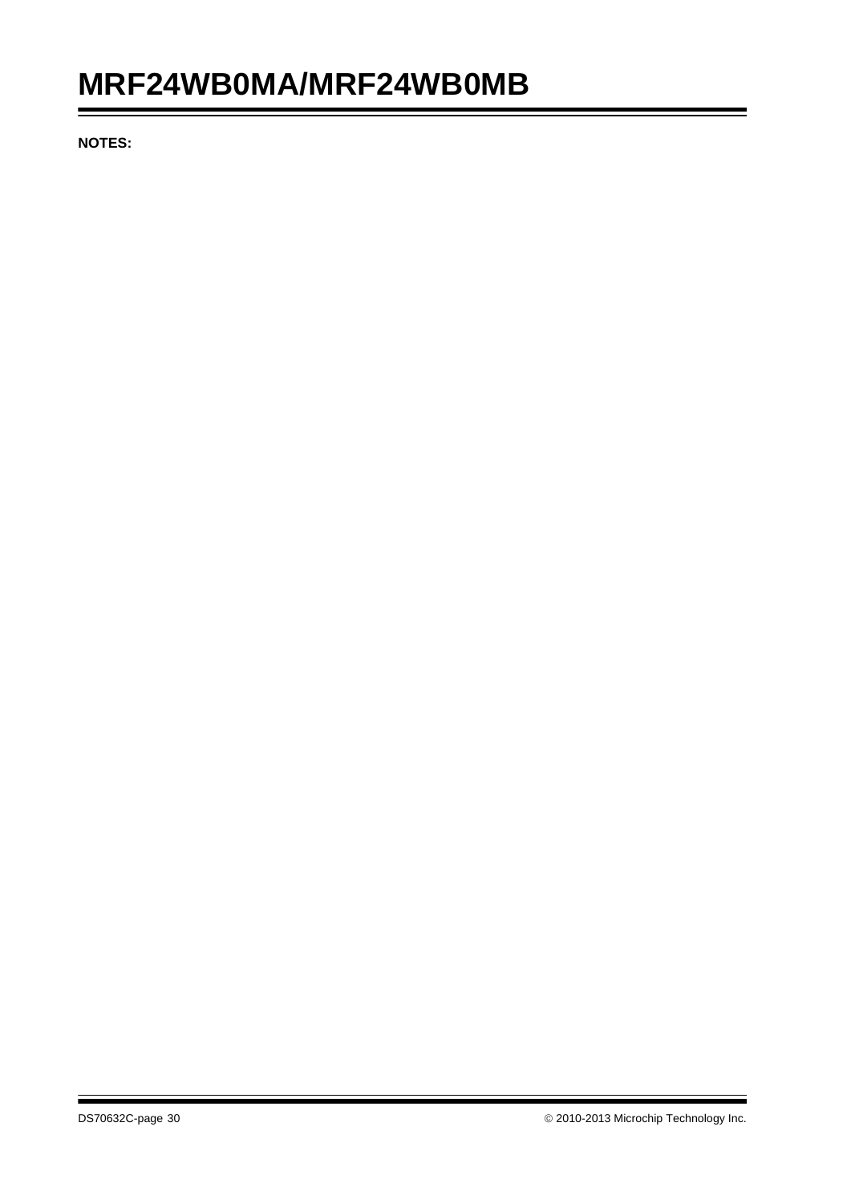**NOTES:**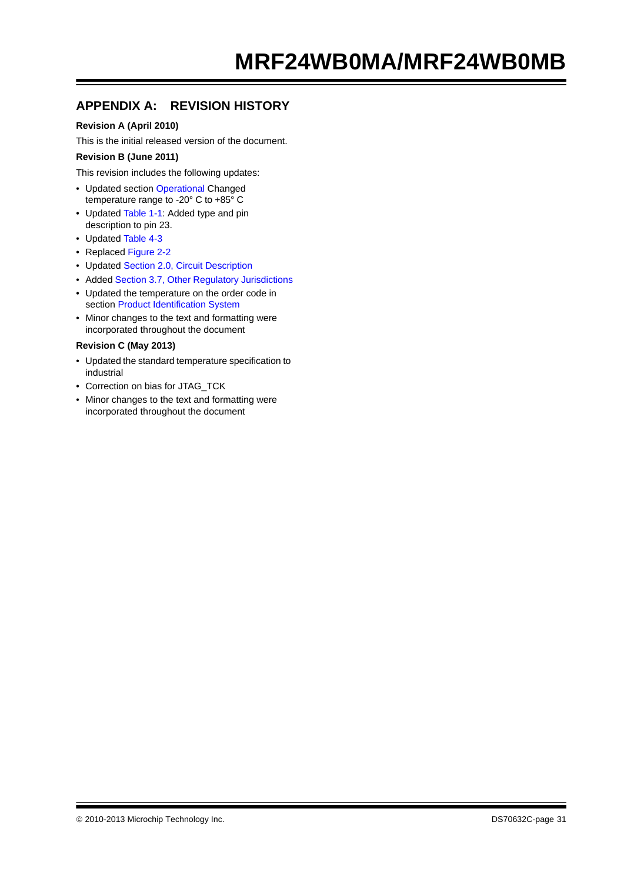## APPENDIX A: REVISION HISTORY

**Revision A (April 2010)**

This is the initial released version of the document.

**Revision B (June 2011)**

This revision includes the following updates:

- Updated section Operational Changed temperature range to -20° C to +85° C
- Updated Table 1-1: Added type and pin description to pin 23.
- Updated Table 4-3
- Replaced Figure 2-2
- Updated Section 2.0, Circuit Description
- Added Section 3.7, Other Regulatory Jurisdictions
- Updated the temperature on the order code in section Product Identification System
- Minor changes to the text and formatting were incorporated throughout the document

**Revision C (May 2013)**

- Updated the standard temperature specification to industrial
- Correction on bias for JTAG_TCK
- Minor changes to the text and formatting were incorporated throughout the document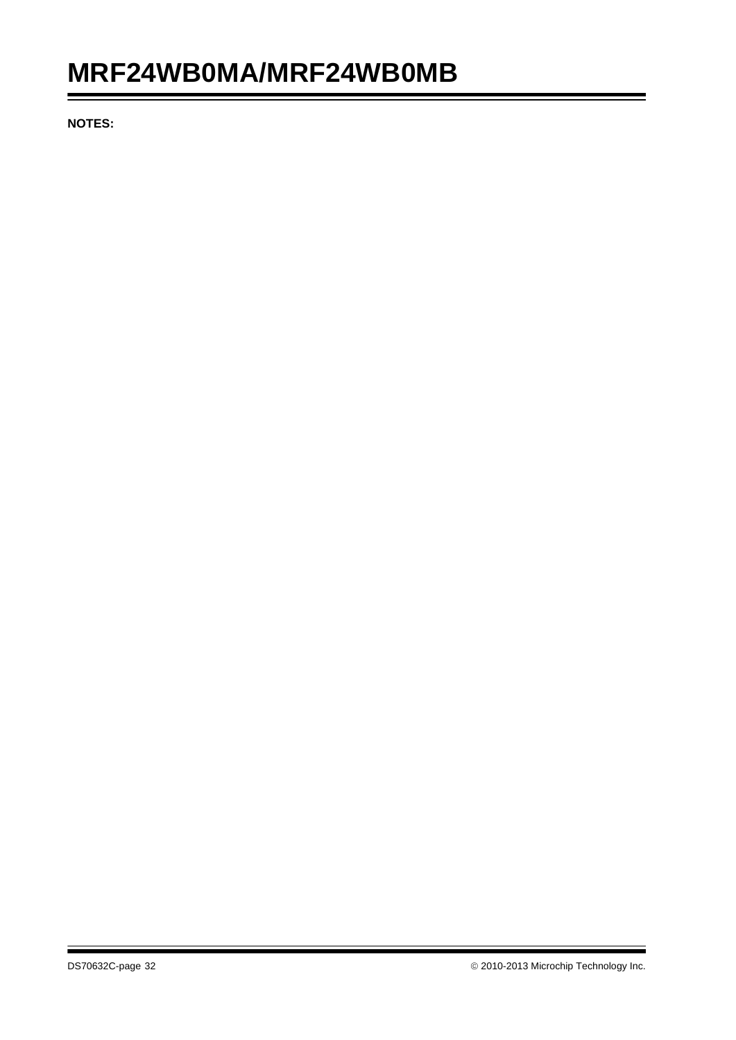**NOTES:**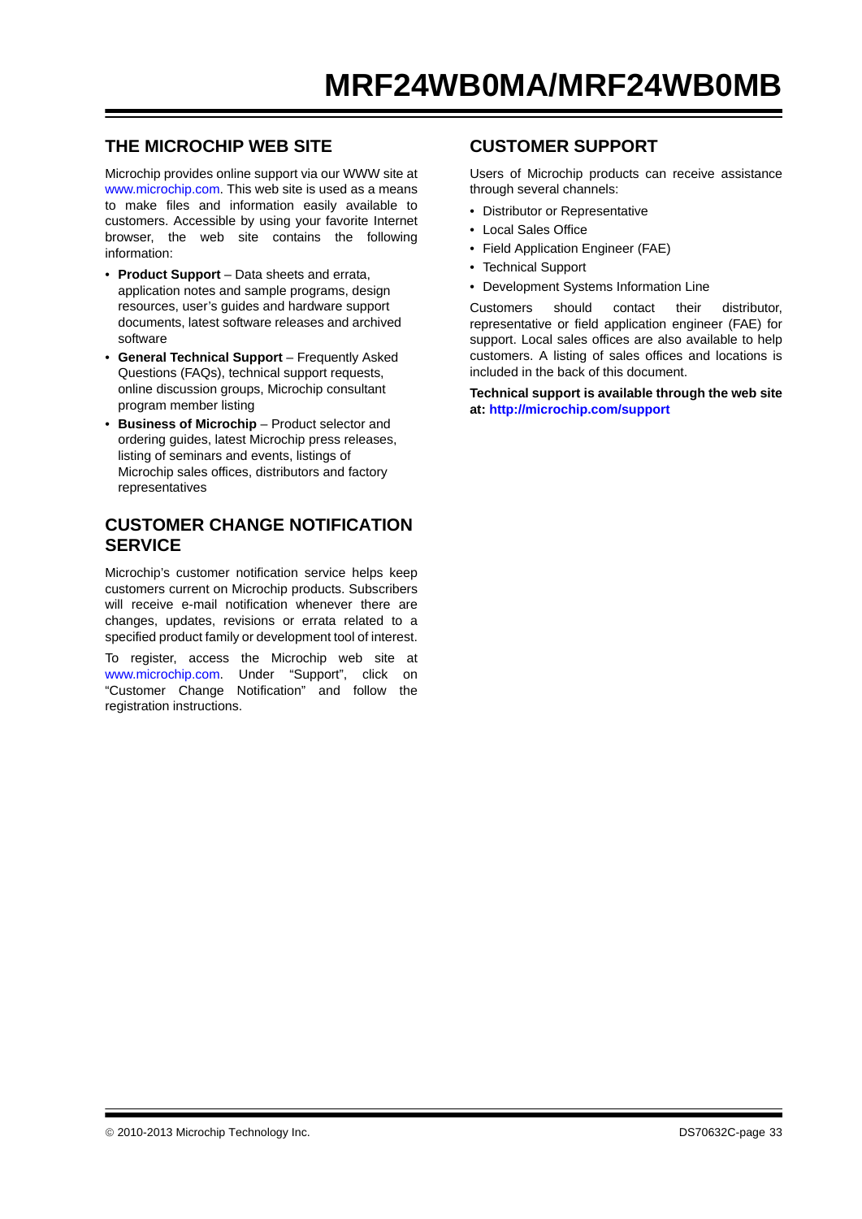## THE MICROCHIP WEB SITE

Microchip provides online support via our WWW site at www.microchip.com. This web site is used as a means to make files and information easily available to customers. Accessible by using your favorite Internet browser, the web site contains the following information:

- **Product Support** – Data sheets and errata, application notes and sample programs, design resources, user's guides and hardware support documents, latest software releases and archived software
- **General Technical Support** – Frequently Asked Questions (FAQs), technical support requests, online discussion groups, Microchip consultant program member listing
- **Business of Microchip** – Product selector and ordering guides, latest Microchip press releases, listing of seminars and events, listings of Microchip sales offices, distributors and factory representatives

## CUSTOMER CHANGE NOTIFICATION SERVICE

Microchip's customer notification service helps keep customers current on Microchip products. Subscribers will receive e-mail notification whenever there are changes, updates, revisions or errata related to a specified product family or development tool of interest.

To register, access the Microchip web site at www.microchip.com. Under "Support", click on "Customer Change Notification" and follow the registration instructions.

## CUSTOMER SUPPORT

Users of Microchip products can receive assistance through several channels:

- Distributor or Representative
- Local Sales Office
- Field Application Engineer (FAE)
- Technical Support
- Development Systems Information Line

Customers should contact their distributor, representative or field application engineer (FAE) for support. Local sales offices are also available to help customers. A listing of sales offices and locations is included in the back of this document.

**Technical support is available through the web site at: http://microchip.com/support**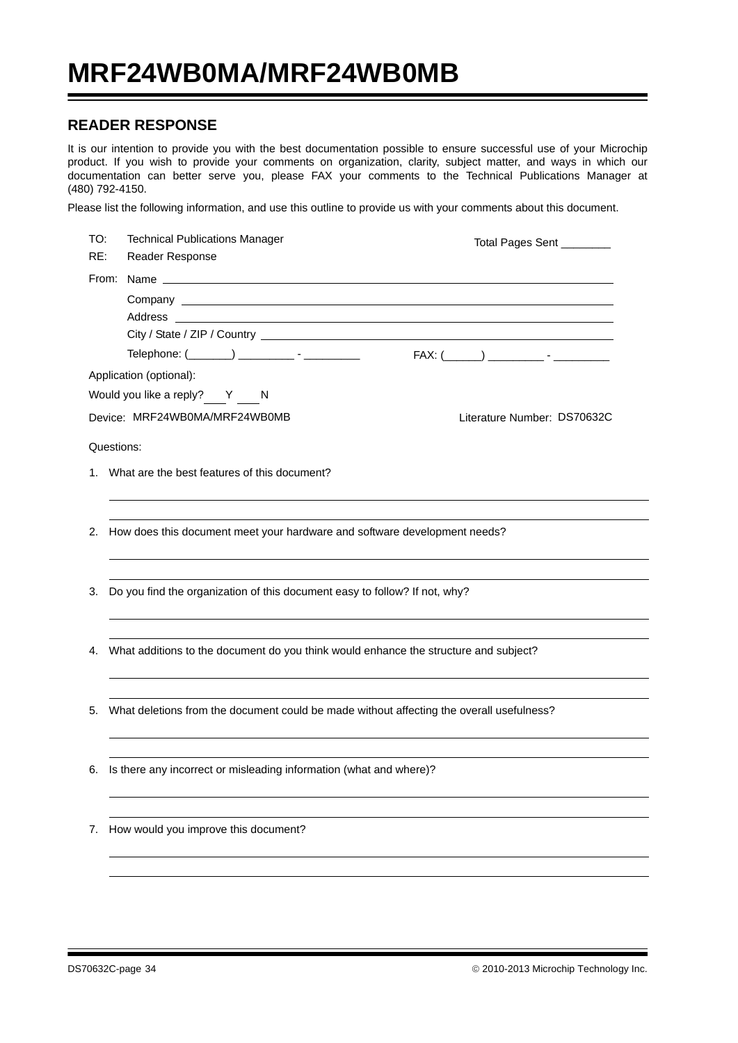# MRF24WB0MA/MRF24WB0MB

## READER RESPONSE

It is our intention to provide you with the best documentation possible to ensure successful use of your Microchip product. If you wish to provide your comments on organization, clarity, subject matter, and ways in which our documentation can better serve you, please FAX your comments to the Technical Publications Manager at (480) 792-4150.

Please list the following information, and use this outline to provide us with your comments about this document.

TO: Technical Publications Manager

RE: Reader Response

Total Pages Sent ________

From: Name ____________________________________________

Company ____________________________________________

Address ____________________________________________

City / State / ZIP / Country ____________________________________________

Telephone: (_______) _________ - _________

FAX: (______) _________ - _________

Application (optional):

Would you like a reply? ___ Y ___ N

Device: MRF24WB0MA/MRF24WB0MB

Literature Number: DS70632C

Questions:

1. What are the best features of this document?

   ____________________________________________

   ____________________________________________

2. How does this document meet your hardware and software development needs?

   ____________________________________________

   ____________________________________________

3. Do you find the organization of this document easy to follow? If not, why?

   ____________________________________________

   ____________________________________________

4. What additions to the document do you think would enhance the structure and subject?

   ____________________________________________

   ____________________________________________

5. What deletions from the document could be made without affecting the overall usefulness?

   ____________________________________________

   ____________________________________________

6. Is there any incorrect or misleading information (what and where)?

   ____________________________________________

   ____________________________________________

7. How would you improve this document?

   ____________________________________________

   ____________________________________________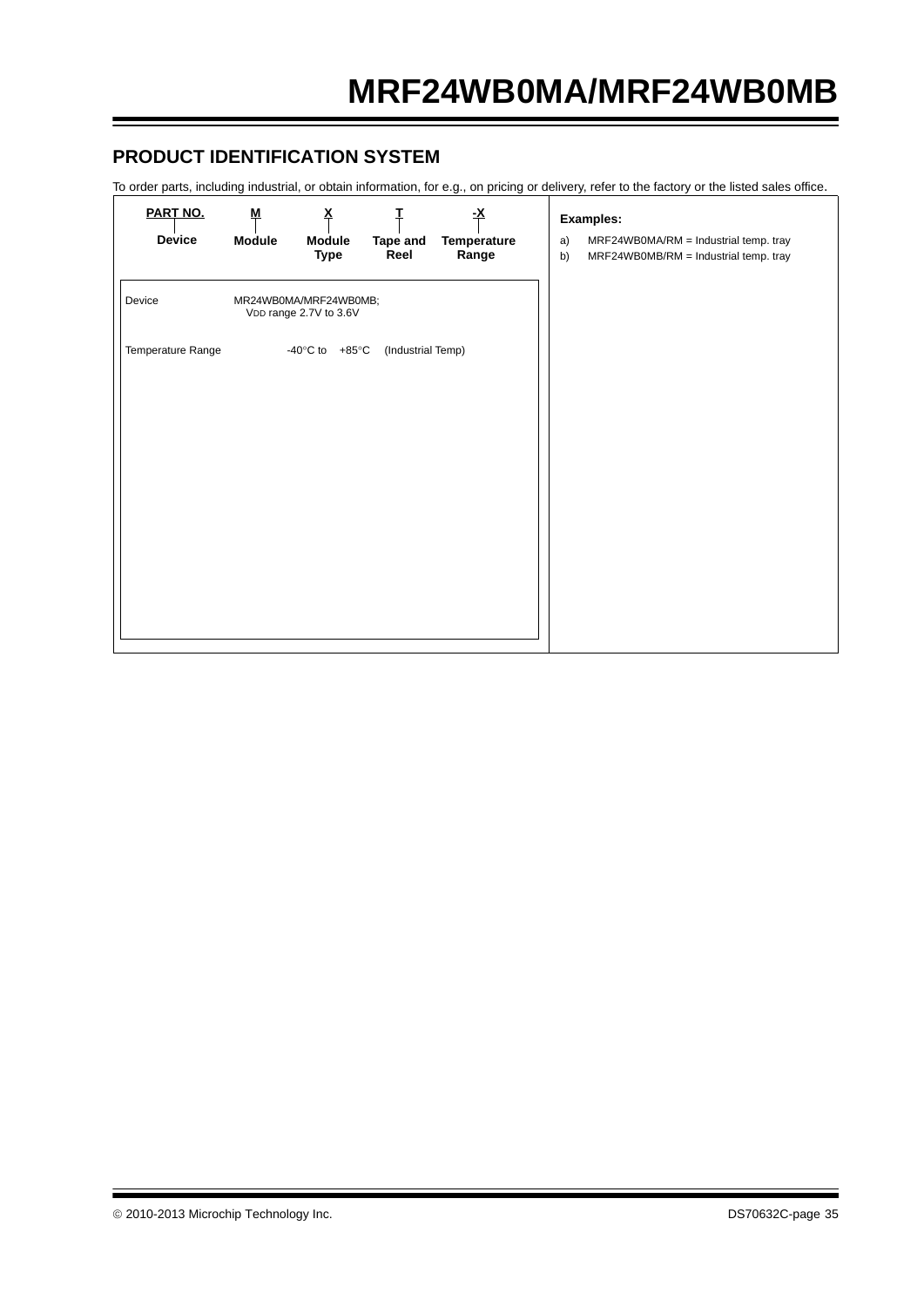## PRODUCT IDENTIFICATION SYSTEM

To order parts, including industrial, or obtain information, for e.g., on pricing or delivery, refer to the factory or the listed sales office.

| PART NO. | M | X | T | -X |
|---|---|---|---|---|
| Device | Module | Module Type | Tape and Reel | Temperature Range |

Device: MR24WB0MA/MRF24WB0MB; $V_{DD}$ range 2.7V to 3.6V

Temperature Range: -40°C to +85°C (Industrial Temp)

**Examples:**

a) MRF24WB0MA/RM = Industrial temp. tray

b) MRF24WB0MB/RM = Industrial temp. tray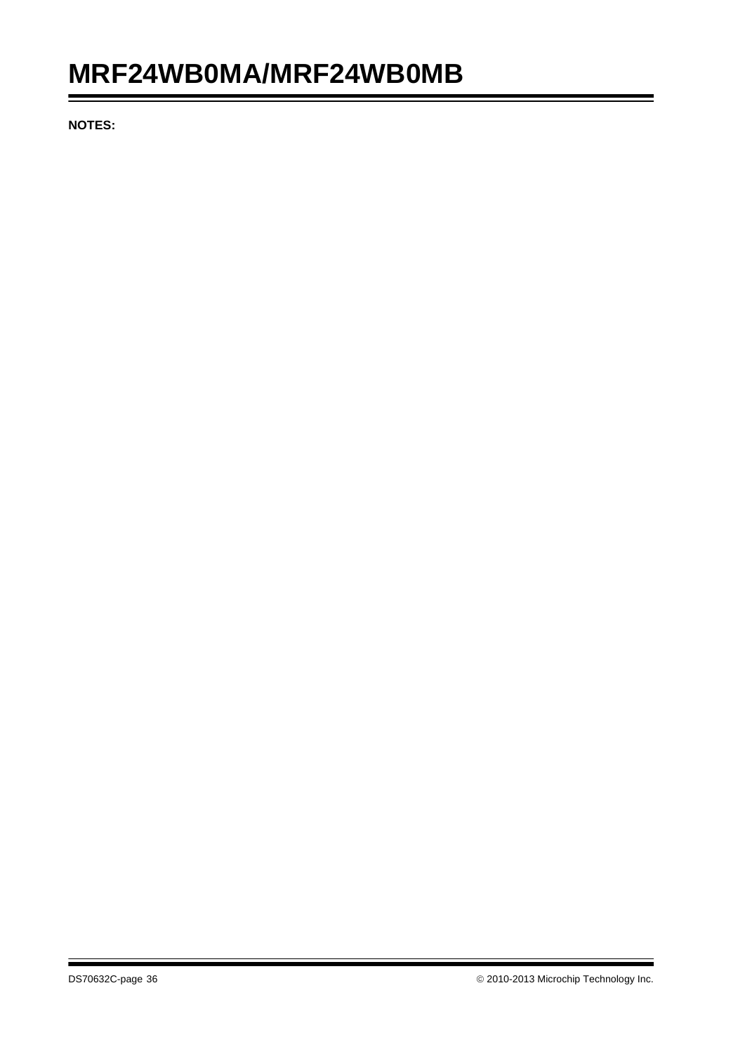**NOTES:**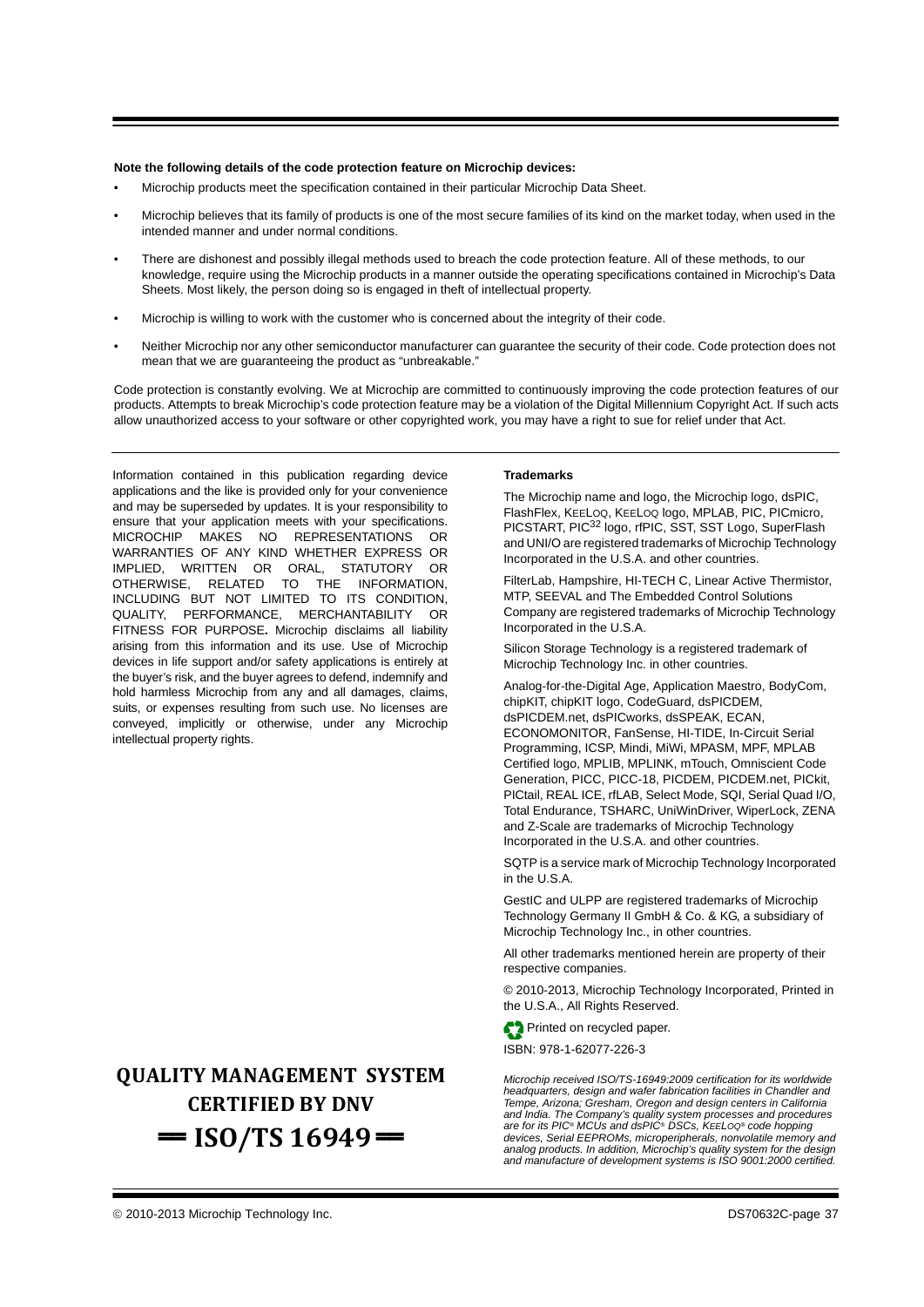**Note the following details of the code protection feature on Microchip devices:**

- Microchip products meet the specification contained in their particular Microchip Data Sheet.
- Microchip believes that its family of products is one of the most secure families of its kind on the market today, when used in the intended manner and under normal conditions.
- There are dishonest and possibly illegal methods used to breach the code protection feature. All of these methods, to our knowledge, require using the Microchip products in a manner outside the operating specifications contained in Microchip's Data Sheets. Most likely, the person doing so is engaged in theft of intellectual property.
- Microchip is willing to work with the customer who is concerned about the integrity of their code.
- Neither Microchip nor any other semiconductor manufacturer can guarantee the security of their code. Code protection does not mean that we are guaranteeing the product as "unbreakable."

Code protection is constantly evolving. We at Microchip are committed to continuously improving the code protection features of our products. Attempts to break Microchip's code protection feature may be a violation of the Digital Millennium Copyright Act. If such acts allow unauthorized access to your software or other copyrighted work, you may have a right to sue for relief under that Act.

Information contained in this publication regarding device applications and the like is provided only for your convenience and may be superseded by updates. It is your responsibility to ensure that your application meets with your specifications. MICROCHIP MAKES NO REPRESENTATIONS OR WARRANTIES OF ANY KIND WHETHER EXPRESS OR IMPLIED, WRITTEN OR ORAL, STATUTORY OR OTHERWISE, RELATED TO THE INFORMATION, INCLUDING BUT NOT LIMITED TO ITS CONDITION, QUALITY, PERFORMANCE, MERCHANTABILITY OR FITNESS FOR PURPOSE**.** Microchip disclaims all liability arising from this information and its use. Use of Microchip devices in life support and/or safety applications is entirely at the buyer's risk, and the buyer agrees to defend, indemnify and hold harmless Microchip from any and all damages, claims, suits, or expenses resulting from such use. No licenses are conveyed, implicitly or otherwise, under any Microchip intellectual property rights.

**QUALITY MANAGEMENT SYSTEM CERTIFIED BY DNV**

**== ISO/TS 16949 ==**

**Trademarks**

The Microchip name and logo, the Microchip logo, dsPIC, FlashFlex, KEELOQ, KEELOQ logo, MPLAB, PIC, PICmicro, PICSTART, PIC32 logo, rfPIC, SST, SST Logo, SuperFlash and UNI/O are registered trademarks of Microchip Technology Incorporated in the U.S.A. and other countries.

FilterLab, Hampshire, HI-TECH C, Linear Active Thermistor, MTP, SEEVAL and The Embedded Control Solutions Company are registered trademarks of Microchip Technology Incorporated in the U.S.A.

Silicon Storage Technology is a registered trademark of Microchip Technology Inc. in other countries.

Analog-for-the-Digital Age, Application Maestro, BodyCom, chipKIT, chipKIT logo, CodeGuard, dsPICDEM, dsPICDEM.net, dsPICworks, dsSPEAK, ECAN, ECONOMONITOR, FanSense, HI-TIDE, In-Circuit Serial Programming, ICSP, Mindi, MiWi, MPASM, MPF, MPLAB Certified logo, MPLIB, MPLINK, mTouch, Omniscient Code Generation, PICC, PICC-18, PICDEM, PICDEM.net, PICkit, PICtail, REAL ICE, rfLAB, Select Mode, SQI, Serial Quad I/O, Total Endurance, TSHARC, UniWinDriver, WiperLock, ZENA and Z-Scale are trademarks of Microchip Technology Incorporated in the U.S.A. and other countries.

SQTP is a service mark of Microchip Technology Incorporated in the U.S.A.

GestIC and ULPP are registered trademarks of Microchip Technology Germany II GmbH & Co. & KG, a subsidiary of Microchip Technology Inc., in other countries.

All other trademarks mentioned herein are property of their respective companies.

© 2010-2013, Microchip Technology Incorporated, Printed in the U.S.A., All Rights Reserved.

Printed on recycled paper.

ISBN: 978-1-62077-226-3

*Microchip received ISO/TS-16949:2009 certification for its worldwide headquarters, design and wafer fabrication facilities in Chandler and Tempe, Arizona; Gresham, Oregon and design centers in California and India. The Company's quality system processes and procedures are for its PIC® MCUs and dsPIC® DSCs, KEELOQ® code hopping devices, Serial EEPROMs, microperipherals, nonvolatile memory and analog products. In addition, Microchip's quality system for the design and manufacture of development systems is ISO 9001:2000 certified.*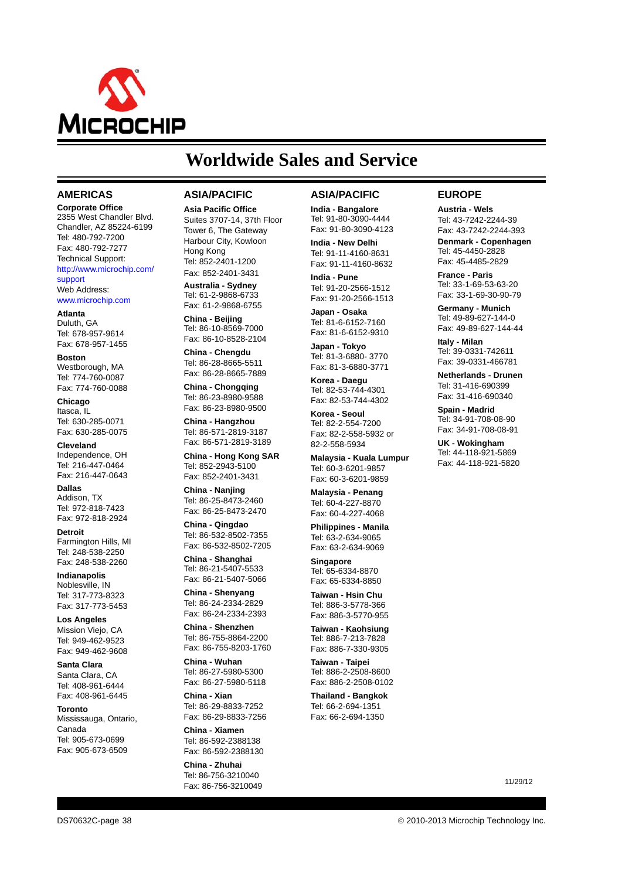# Worldwide Sales and Service

## AMERICAS

**Corporate Office**
2355 West Chandler Blvd.
Chandler, AZ 85224-6199
Tel: 480-792-7200
Fax: 480-792-7277
Technical Support:
http://www.microchip.com/support
Web Address:
www.microchip.com

**Atlanta**
Duluth, GA
Tel: 678-957-9614
Fax: 678-957-1455

**Boston**
Westborough, MA
Tel: 774-760-0087
Fax: 774-760-0088

**Chicago**
Itasca, IL
Tel: 630-285-0071
Fax: 630-285-0075

**Cleveland**
Independence, OH
Tel: 216-447-0464
Fax: 216-447-0643

**Dallas**
Addison, TX
Tel: 972-818-7423
Fax: 972-818-2924

**Detroit**
Farmington Hills, MI
Tel: 248-538-2250
Fax: 248-538-2260

**Indianapolis**
Noblesville, IN
Tel: 317-773-8323
Fax: 317-773-5453

**Los Angeles**
Mission Viejo, CA
Tel: 949-462-9523
Fax: 949-462-9608

**Santa Clara**
Santa Clara, CA
Tel: 408-961-6444
Fax: 408-961-6445

**Toronto**
Mississauga, Ontario, Canada
Tel: 905-673-0699
Fax: 905-673-6509

## ASIA/PACIFIC

**Asia Pacific Office**
Suites 3707-14, 37th Floor
Tower 6, The Gateway
Harbour City, Kowloon
Hong Kong
Tel: 852-2401-1200
Fax: 852-2401-3431

**Australia - Sydney**
Tel: 61-2-9868-6733
Fax: 61-2-9868-6755

**China - Beijing**
Tel: 86-10-8569-7000
Fax: 86-10-8528-2104

**China - Chengdu**
Tel: 86-28-8665-5511
Fax: 86-28-8665-7889

**China - Chongqing**
Tel: 86-23-8980-9588
Fax: 86-23-8980-9500

**China - Hangzhou**
Tel: 86-571-2819-3187
Fax: 86-571-2819-3189

**China - Hong Kong SAR**
Tel: 852-2943-5100
Fax: 852-2401-3431

**China - Nanjing**
Tel: 86-25-8473-2460
Fax: 86-25-8473-2470

**China - Qingdao**
Tel: 86-532-8502-7355
Fax: 86-532-8502-7205

**China - Shanghai**
Tel: 86-21-5407-5533
Fax: 86-21-5407-5066

**China - Shenyang**
Tel: 86-24-2334-2829
Fax: 86-24-2334-2393

**China - Shenzhen**
Tel: 86-755-8864-2200
Fax: 86-755-8203-1760

**China - Wuhan**
Tel: 86-27-5980-5300
Fax: 86-27-5980-5118

**China - Xian**
Tel: 86-29-8833-7252
Fax: 86-29-8833-7256

**China - Xiamen**
Tel: 86-592-2388138
Fax: 86-592-2388130

**China - Zhuhai**
Tel: 86-756-3210040
Fax: 86-756-3210049

## ASIA/PACIFIC

**India - Bangalore**
Tel: 91-80-3090-4444
Fax: 91-80-3090-4123

**India - New Delhi**
Tel: 91-11-4160-8631
Fax: 91-11-4160-8632

**India - Pune**
Tel: 91-20-2566-1512
Fax: 91-20-2566-1513

**Japan - Osaka**
Tel: 81-6-6152-7160
Fax: 81-6-6152-9310

**Japan - Tokyo**
Tel: 81-3-6880- 3770
Fax: 81-3-6880-3771

**Korea - Daegu**
Tel: 82-53-744-4301
Fax: 82-53-744-4302

**Korea - Seoul**
Tel: 82-2-554-7200
Fax: 82-2-558-5932 or 82-2-558-5934

**Malaysia - Kuala Lumpur**
Tel: 60-3-6201-9857
Fax: 60-3-6201-9859

**Malaysia - Penang**
Tel: 60-4-227-8870
Fax: 60-4-227-4068

**Philippines - Manila**
Tel: 63-2-634-9065
Fax: 63-2-634-9069

**Singapore**
Tel: 65-6334-8870
Fax: 65-6334-8850

**Taiwan - Hsin Chu**
Tel: 886-3-5778-366
Fax: 886-3-5770-955

**Taiwan - Kaohsiung**
Tel: 886-7-213-7828
Fax: 886-7-330-9305

**Taiwan - Taipei**
Tel: 886-2-2508-8600
Fax: 886-2-2508-0102

**Thailand - Bangkok**
Tel: 66-2-694-1351
Fax: 66-2-694-1350

## EUROPE

**Austria - Wels**
Tel: 43-7242-2244-39
Fax: 43-7242-2244-393

**Denmark - Copenhagen**
Tel: 45-4450-2828
Fax: 45-4485-2829

**France - Paris**
Tel: 33-1-69-53-63-20
Fax: 33-1-69-30-90-79

**Germany - Munich**
Tel: 49-89-627-144-0
Fax: 49-89-627-144-44

**Italy - Milan**
Tel: 39-0331-742611
Fax: 39-0331-466781

**Netherlands - Drunen**
Tel: 31-416-690399
Fax: 31-416-690340

**Spain - Madrid**
Tel: 34-91-708-08-90
Fax: 34-91-708-08-91

**UK - Wokingham**
Tel: 44-118-921-5869
Fax: 44-118-921-5820

11/29/12